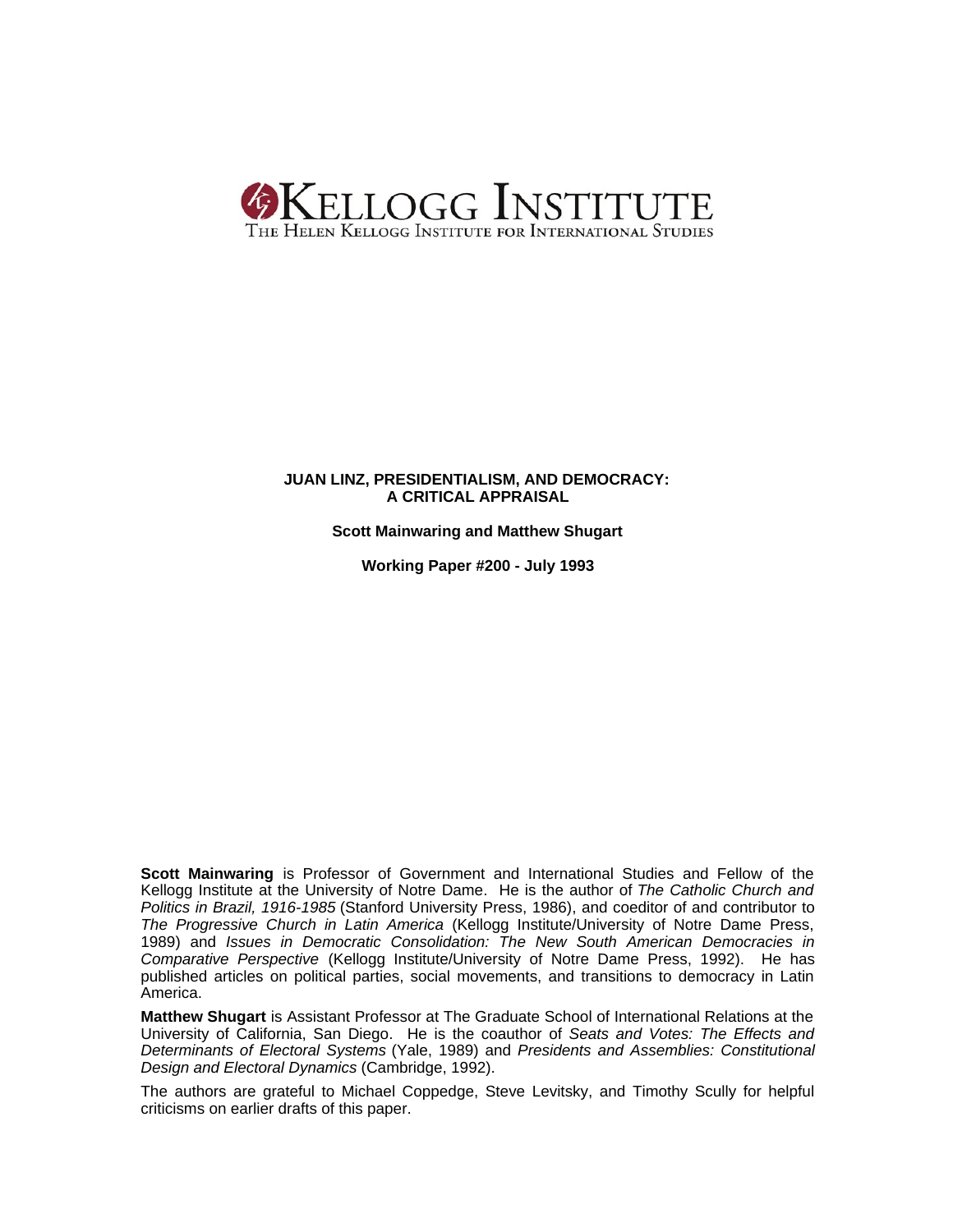KELLOGG INSTITUTE
THE HELEN KELLOGG INSTITUTE FOR INTERNATIONAL STUDIES

# JUAN LINZ, PRESIDENTIALISM, AND DEMOCRACY: A CRITICAL APPRAISAL

**Scott Mainwaring and Matthew Shugart**

**Working Paper #200 - July 1993**

**Scott Mainwaring** is Professor of Government and International Studies and Fellow of the Kellogg Institute at the University of Notre Dame. He is the author of *The Catholic Church and Politics in Brazil, 1916-1985* (Stanford University Press, 1986), and coeditor of and contributor to *The Progressive Church in Latin America* (Kellogg Institute/University of Notre Dame Press, 1989) and *Issues in Democratic Consolidation: The New South American Democracies in Comparative Perspective* (Kellogg Institute/University of Notre Dame Press, 1992). He has published articles on political parties, social movements, and transitions to democracy in Latin America.

**Matthew Shugart** is Assistant Professor at The Graduate School of International Relations at the University of California, San Diego. He is the coauthor of *Seats and Votes: The Effects and Determinants of Electoral Systems* (Yale, 1989) and *Presidents and Assemblies: Constitutional Design and Electoral Dynamics* (Cambridge, 1992).

The authors are grateful to Michael Coppedge, Steve Levitsky, and Timothy Scully for helpful criticisms on earlier drafts of this paper.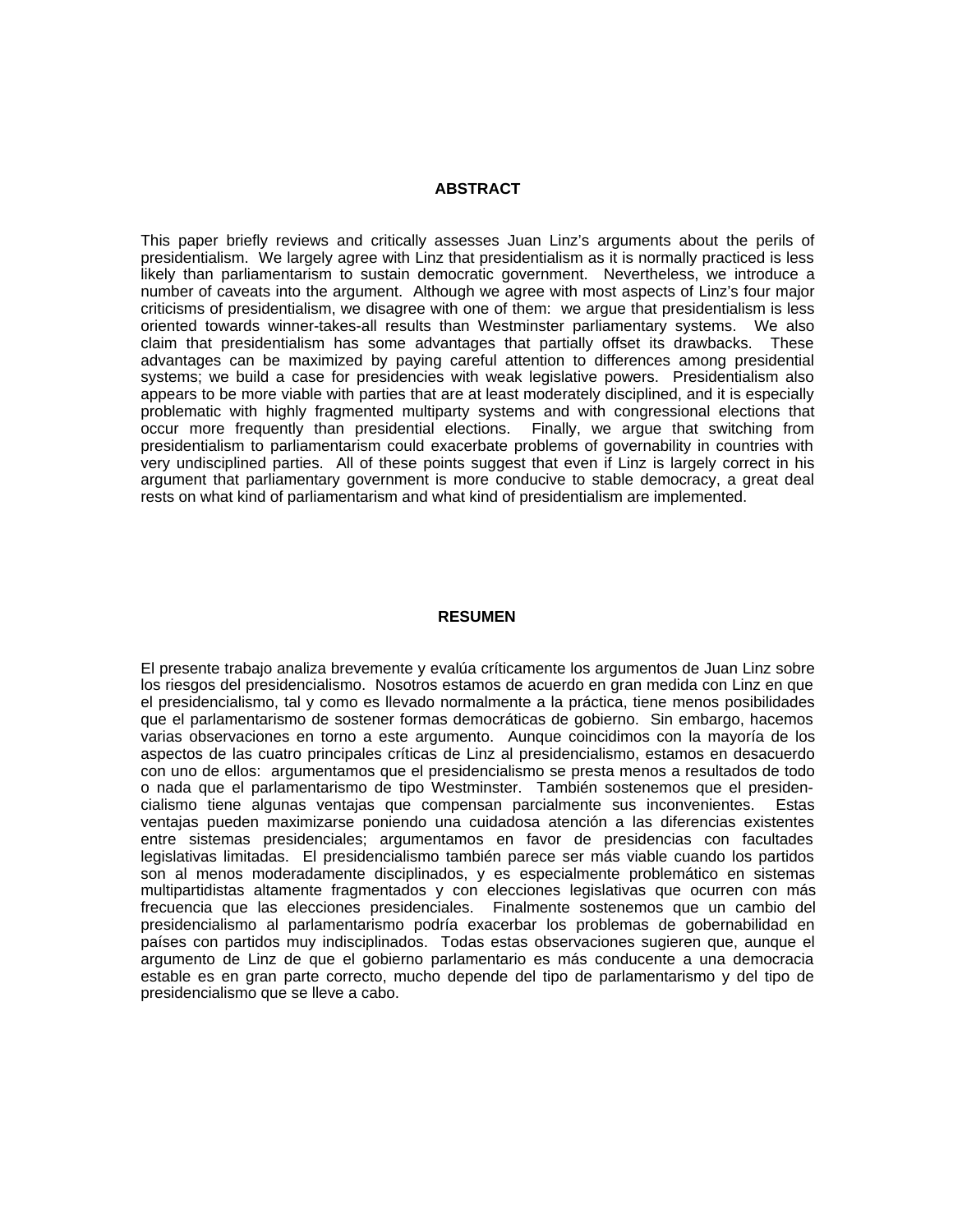## ABSTRACT

This paper briefly reviews and critically assesses Juan Linz's arguments about the perils of presidentialism. We largely agree with Linz that presidentialism as it is normally practiced is less likely than parliamentarism to sustain democratic government. Nevertheless, we introduce a number of caveats into the argument. Although we agree with most aspects of Linz's four major criticisms of presidentialism, we disagree with one of them: we argue that presidentialism is less oriented towards winner-takes-all results than Westminster parliamentary systems. We also claim that presidentialism has some advantages that partially offset its drawbacks. These advantages can be maximized by paying careful attention to differences among presidential systems; we build a case for presidencies with weak legislative powers. Presidentialism also appears to be more viable with parties that are at least moderately disciplined, and it is especially problematic with highly fragmented multiparty systems and with congressional elections that occur more frequently than presidential elections. Finally, we argue that switching from presidentialism to parliamentarism could exacerbate problems of governability in countries with very undisciplined parties. All of these points suggest that even if Linz is largely correct in his argument that parliamentary government is more conducive to stable democracy, a great deal rests on what kind of parliamentarism and what kind of presidentialism are implemented.

## RESUMEN

El presente trabajo analiza brevemente y evalúa críticamente los argumentos de Juan Linz sobre los riesgos del presidencialismo. Nosotros estamos de acuerdo en gran medida con Linz en que el presidencialismo, tal y como es llevado normalmente a la práctica, tiene menos posibilidades que el parlamentarismo de sostener formas democráticas de gobierno. Sin embargo, hacemos varias observaciones en torno a este argumento. Aunque coincidimos con la mayoría de los aspectos de las cuatro principales críticas de Linz al presidencialismo, estamos en desacuerdo con uno de ellos: argumentamos que el presidencialismo se presta menos a resultados de todo o nada que el parlamentarismo de tipo Westminster. También sostenemos que el presidencialismo tiene algunas ventajas que compensan parcialmente sus inconvenientes. Estas ventajas pueden maximizarse poniendo una cuidadosa atención a las diferencias existentes entre sistemas presidenciales; argumentamos en favor de presidencias con facultades legislativas limitadas. El presidencialismo también parece ser más viable cuando los partidos son al menos moderadamente disciplinados, y es especialmente problemático en sistemas multipartidistas altamente fragmentados y con elecciones legislativas que ocurren con más frecuencia que las elecciones presidenciales. Finalmente sostenemos que un cambio del presidencialismo al parlamentarismo podría exacerbar los problemas de gobernabilidad en países con partidos muy indisciplinados. Todas estas observaciones sugieren que, aunque el argumento de Linz de que el gobierno parlamentario es más conducente a una democracia estable es en gran parte correcto, mucho depende del tipo de parlamentarismo y del tipo de presidencialismo que se lleve a cabo.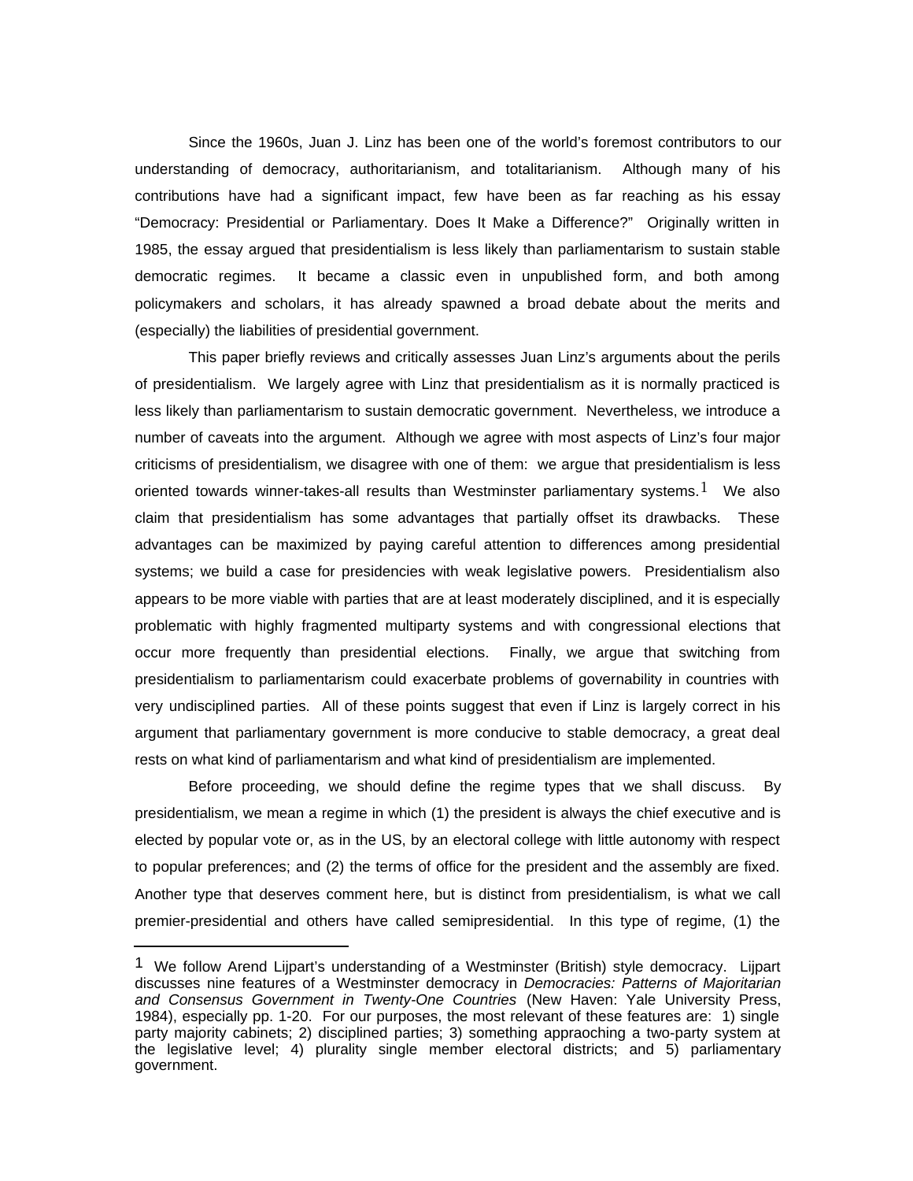Since the 1960s, Juan J. Linz has been one of the world's foremost contributors to our understanding of democracy, authoritarianism, and totalitarianism. Although many of his contributions have had a significant impact, few have been as far reaching as his essay "Democracy: Presidential or Parliamentary. Does It Make a Difference?" Originally written in 1985, the essay argued that presidentialism is less likely than parliamentarism to sustain stable democratic regimes. It became a classic even in unpublished form, and both among policymakers and scholars, it has already spawned a broad debate about the merits and (especially) the liabilities of presidential government.

This paper briefly reviews and critically assesses Juan Linz's arguments about the perils of presidentialism. We largely agree with Linz that presidentialism as it is normally practiced is less likely than parliamentarism to sustain democratic government. Nevertheless, we introduce a number of caveats into the argument. Although we agree with most aspects of Linz's four major criticisms of presidentialism, we disagree with one of them: we argue that presidentialism is less oriented towards winner-takes-all results than Westminster parliamentary systems.[1] We also claim that presidentialism has some advantages that partially offset its drawbacks. These advantages can be maximized by paying careful attention to differences among presidential systems; we build a case for presidencies with weak legislative powers. Presidentialism also appears to be more viable with parties that are at least moderately disciplined, and it is especially problematic with highly fragmented multiparty systems and with congressional elections that occur more frequently than presidential elections. Finally, we argue that switching from presidentialism to parliamentarism could exacerbate problems of governability in countries with very undisciplined parties. All of these points suggest that even if Linz is largely correct in his argument that parliamentary government is more conducive to stable democracy, a great deal rests on what kind of parliamentarism and what kind of presidentialism are implemented.

Before proceeding, we should define the regime types that we shall discuss. By presidentialism, we mean a regime in which (1) the president is always the chief executive and is elected by popular vote or, as in the US, by an electoral college with little autonomy with respect to popular preferences; and (2) the terms of office for the president and the assembly are fixed. Another type that deserves comment here, but is distinct from presidentialism, is what we call premier-presidential and others have called semipresidential. In this type of regime, (1) the

---

[1] We follow Arend Lijpart's understanding of a Westminster (British) style democracy. Lijpart discusses nine features of a Westminster democracy in *Democracies: Patterns of Majoritarian and Consensus Government in Twenty-One Countries* (New Haven: Yale University Press, 1984), especially pp. 1-20. For our purposes, the most relevant of these features are: 1) single party majority cabinets; 2) disciplined parties; 3) something appraoching a two-party system at the legislative level; 4) plurality single member electoral districts; and 5) parliamentary government.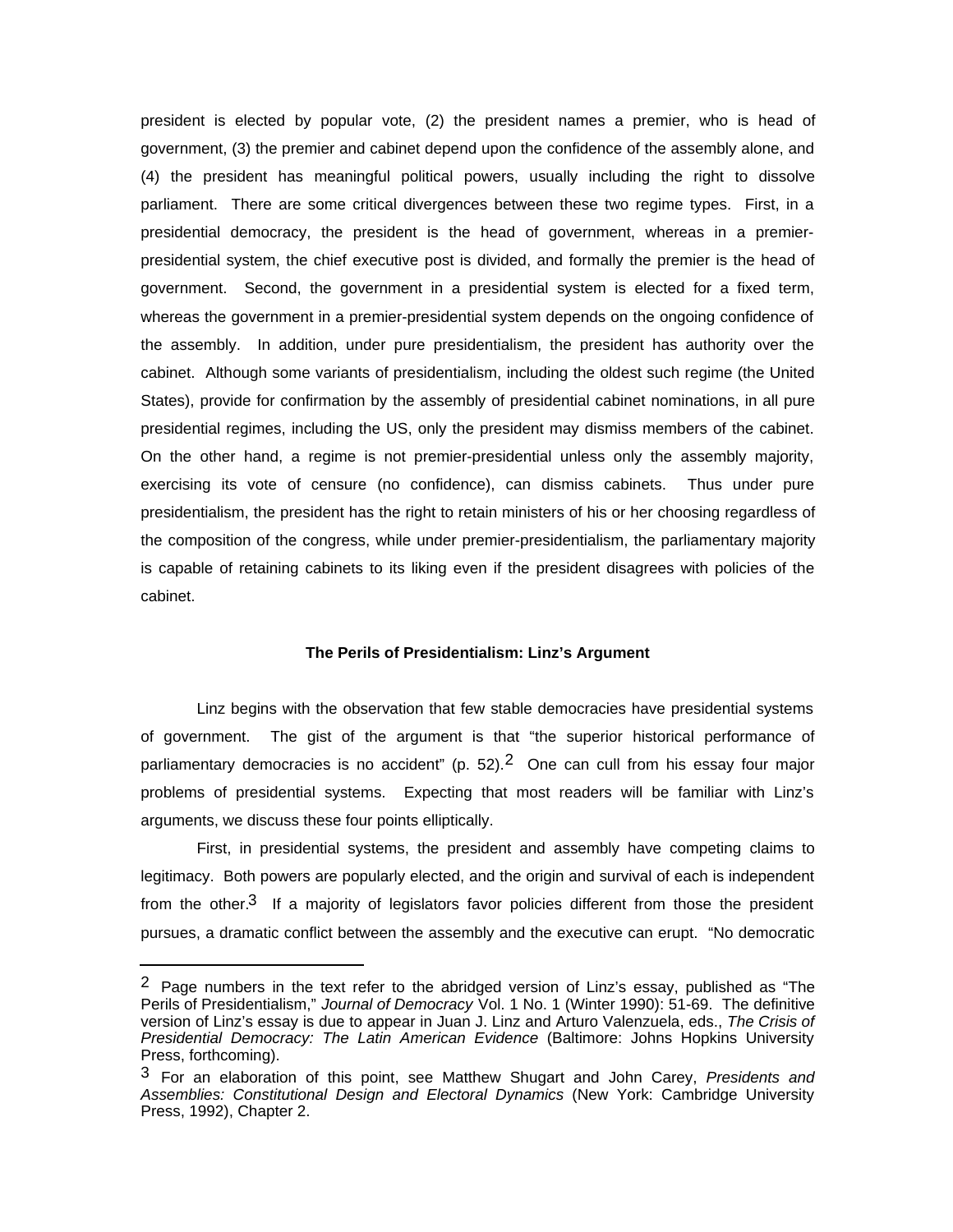president is elected by popular vote, (2) the president names a premier, who is head of government, (3) the premier and cabinet depend upon the confidence of the assembly alone, and (4) the president has meaningful political powers, usually including the right to dissolve parliament. There are some critical divergences between these two regime types. First, in a presidential democracy, the president is the head of government, whereas in a premier-presidential system, the chief executive post is divided, and formally the premier is the head of government. Second, the government in a presidential system is elected for a fixed term, whereas the government in a premier-presidential system depends on the ongoing confidence of the assembly. In addition, under pure presidentialism, the president has authority over the cabinet. Although some variants of presidentialism, including the oldest such regime (the United States), provide for confirmation by the assembly of presidential cabinet nominations, in all pure presidential regimes, including the US, only the president may dismiss members of the cabinet. On the other hand, a regime is not premier-presidential unless only the assembly majority, exercising its vote of censure (no confidence), can dismiss cabinets. Thus under pure presidentialism, the president has the right to retain ministers of his or her choosing regardless of the composition of the congress, while under premier-presidentialism, the parliamentary majority is capable of retaining cabinets to its liking even if the president disagrees with policies of the cabinet.

### The Perils of Presidentialism: Linz's Argument

Linz begins with the observation that few stable democracies have presidential systems of government. The gist of the argument is that "the superior historical performance of parliamentary democracies is no accident" (p. 52).[2] One can cull from his essay four major problems of presidential systems. Expecting that most readers will be familiar with Linz's arguments, we discuss these four points elliptically.

First, in presidential systems, the president and assembly have competing claims to legitimacy. Both powers are popularly elected, and the origin and survival of each is independent from the other.[3] If a majority of legislators favor policies different from those the president pursues, a dramatic conflict between the assembly and the executive can erupt. "No democratic

---

[2] Page numbers in the text refer to the abridged version of Linz's essay, published as "The Perils of Presidentialism," *Journal of Democracy* Vol. 1 No. 1 (Winter 1990): 51-69. The definitive version of Linz's essay is due to appear in Juan J. Linz and Arturo Valenzuela, eds., *The Crisis of Presidential Democracy: The Latin American Evidence* (Baltimore: Johns Hopkins University Press, forthcoming).

[3] For an elaboration of this point, see Matthew Shugart and John Carey, *Presidents and Assemblies: Constitutional Design and Electoral Dynamics* (New York: Cambridge University Press, 1992), Chapter 2.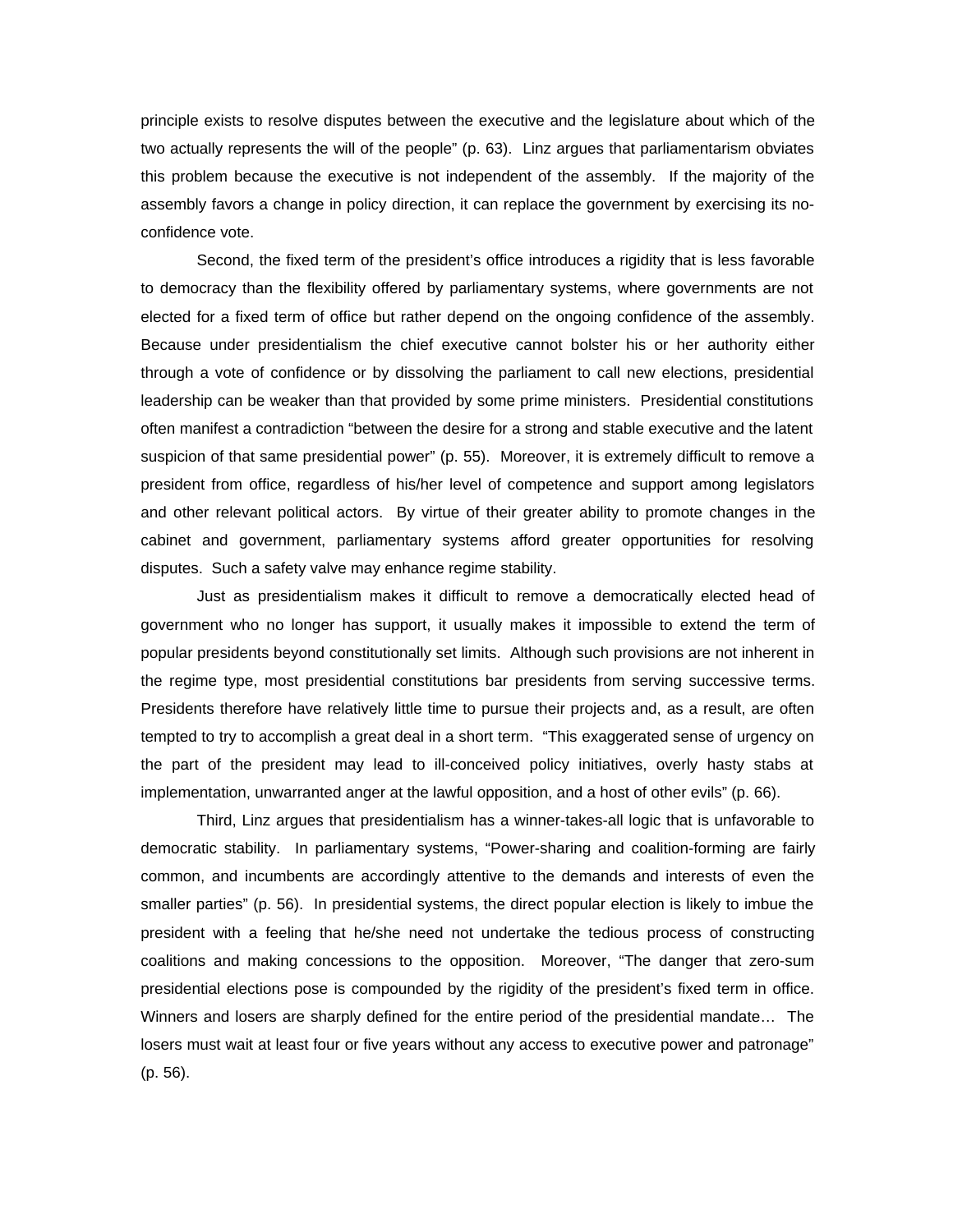principle exists to resolve disputes between the executive and the legislature about which of the two actually represents the will of the people" (p. 63). Linz argues that parliamentarism obviates this problem because the executive is not independent of the assembly. If the majority of the assembly favors a change in policy direction, it can replace the government by exercising its no-confidence vote.

Second, the fixed term of the president's office introduces a rigidity that is less favorable to democracy than the flexibility offered by parliamentary systems, where governments are not elected for a fixed term of office but rather depend on the ongoing confidence of the assembly. Because under presidentialism the chief executive cannot bolster his or her authority either through a vote of confidence or by dissolving the parliament to call new elections, presidential leadership can be weaker than that provided by some prime ministers. Presidential constitutions often manifest a contradiction "between the desire for a strong and stable executive and the latent suspicion of that same presidential power" (p. 55). Moreover, it is extremely difficult to remove a president from office, regardless of his/her level of competence and support among legislators and other relevant political actors. By virtue of their greater ability to promote changes in the cabinet and government, parliamentary systems afford greater opportunities for resolving disputes. Such a safety valve may enhance regime stability.

Just as presidentialism makes it difficult to remove a democratically elected head of government who no longer has support, it usually makes it impossible to extend the term of popular presidents beyond constitutionally set limits. Although such provisions are not inherent in the regime type, most presidential constitutions bar presidents from serving successive terms. Presidents therefore have relatively little time to pursue their projects and, as a result, are often tempted to try to accomplish a great deal in a short term. "This exaggerated sense of urgency on the part of the president may lead to ill-conceived policy initiatives, overly hasty stabs at implementation, unwarranted anger at the lawful opposition, and a host of other evils" (p. 66).

Third, Linz argues that presidentialism has a winner-takes-all logic that is unfavorable to democratic stability. In parliamentary systems, "Power-sharing and coalition-forming are fairly common, and incumbents are accordingly attentive to the demands and interests of even the smaller parties" (p. 56). In presidential systems, the direct popular election is likely to imbue the president with a feeling that he/she need not undertake the tedious process of constructing coalitions and making concessions to the opposition. Moreover, "The danger that zero-sum presidential elections pose is compounded by the rigidity of the president's fixed term in office. Winners and losers are sharply defined for the entire period of the presidential mandate… The losers must wait at least four or five years without any access to executive power and patronage" (p. 56).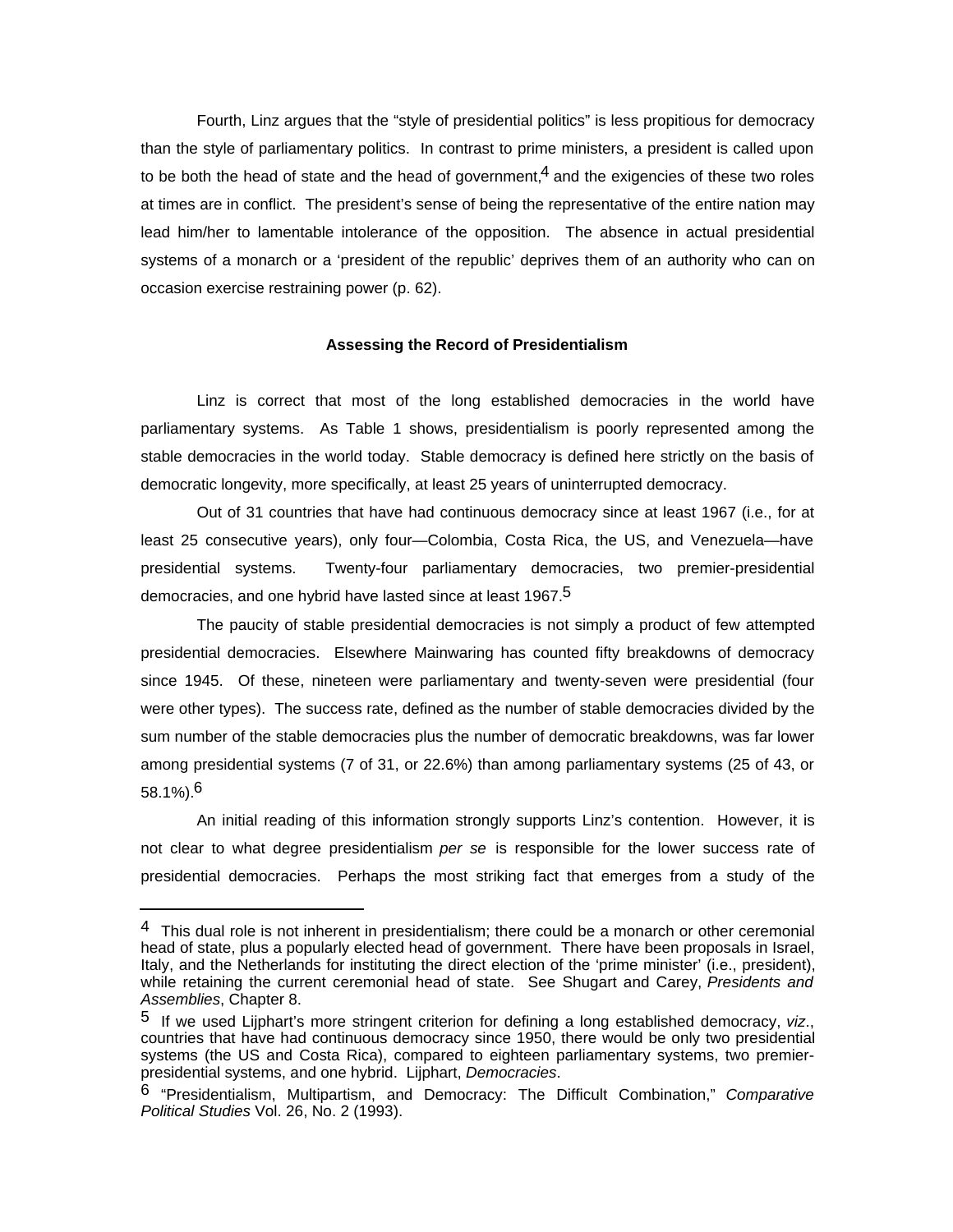Fourth, Linz argues that the "style of presidential politics" is less propitious for democracy than the style of parliamentary politics. In contrast to prime ministers, a president is called upon to be both the head of state and the head of government,[4] and the exigencies of these two roles at times are in conflict. The president's sense of being the representative of the entire nation may lead him/her to lamentable intolerance of the opposition. The absence in actual presidential systems of a monarch or a 'president of the republic' deprives them of an authority who can on occasion exercise restraining power (p. 62).

**Assessing the Record of Presidentialism**

Linz is correct that most of the long established democracies in the world have parliamentary systems. As Table 1 shows, presidentialism is poorly represented among the stable democracies in the world today. Stable democracy is defined here strictly on the basis of democratic longevity, more specifically, at least 25 years of uninterrupted democracy.

Out of 31 countries that have had continuous democracy since at least 1967 (i.e., for at least 25 consecutive years), only four—Colombia, Costa Rica, the US, and Venezuela—have presidential systems. Twenty-four parliamentary democracies, two premier-presidential democracies, and one hybrid have lasted since at least 1967.[5]

The paucity of stable presidential democracies is not simply a product of few attempted presidential democracies. Elsewhere Mainwaring has counted fifty breakdowns of democracy since 1945. Of these, nineteen were parliamentary and twenty-seven were presidential (four were other types). The success rate, defined as the number of stable democracies divided by the sum number of the stable democracies plus the number of democratic breakdowns, was far lower among presidential systems (7 of 31, or 22.6%) than among parliamentary systems (25 of 43, or 58.1%).[6]

An initial reading of this information strongly supports Linz's contention. However, it is not clear to what degree presidentialism *per se* is responsible for the lower success rate of presidential democracies. Perhaps the most striking fact that emerges from a study of the

---

[4] This dual role is not inherent in presidentialism; there could be a monarch or other ceremonial head of state, plus a popularly elected head of government. There have been proposals in Israel, Italy, and the Netherlands for instituting the direct election of the 'prime minister' (i.e., president), while retaining the current ceremonial head of state. See Shugart and Carey, *Presidents and Assemblies*, Chapter 8.

[5] If we used Lijphart's more stringent criterion for defining a long established democracy, *viz*., countries that have had continuous democracy since 1950, there would be only two presidential systems (the US and Costa Rica), compared to eighteen parliamentary systems, two premier-presidential systems, and one hybrid. Lijphart, *Democracies*.

[6] "Presidentialism, Multipartism, and Democracy: The Difficult Combination," *Comparative Political Studies* Vol. 26, No. 2 (1993).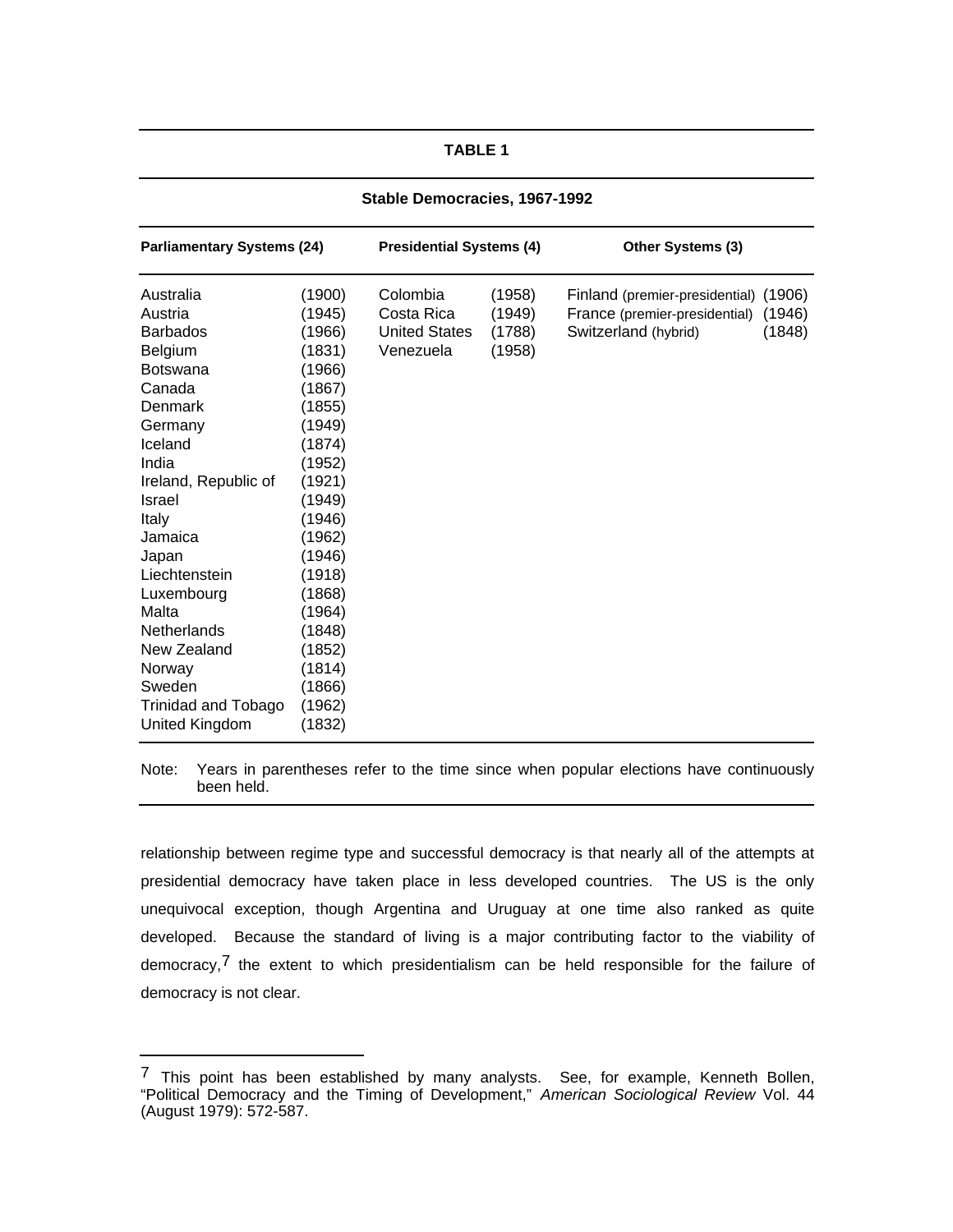**TABLE 1**

**Stable Democracies, 1967-1992**

| **Parliamentary Systems (24)** | | **Presidential Systems (4)** | | **Other Systems (3)** | |
|---|---|---|---|---|---|
| Australia | (1900) | Colombia | (1958) | Finland (premier-presidential) | (1906) |
| Austria | (1945) | Costa Rica | (1949) | France (premier-presidential) | (1946) |
| Barbados | (1966) | United States | (1788) | Switzerland (hybrid) | (1848) |
| Belgium | (1831) | Venezuela | (1958) | | |
| Botswana | (1966) | | | | |
| Canada | (1867) | | | | |
| Denmark | (1855) | | | | |
| Germany | (1949) | | | | |
| Iceland | (1874) | | | | |
| India | (1952) | | | | |
| Ireland, Republic of | (1921) | | | | |
| Israel | (1949) | | | | |
| Italy | (1946) | | | | |
| Jamaica | (1962) | | | | |
| Japan | (1946) | | | | |
| Liechtenstein | (1918) | | | | |
| Luxembourg | (1868) | | | | |
| Malta | (1964) | | | | |
| Netherlands | (1848) | | | | |
| New Zealand | (1852) | | | | |
| Norway | (1814) | | | | |
| Sweden | (1866) | | | | |
| Trinidad and Tobago | (1962) | | | | |
| United Kingdom | (1832) | | | | |

Note: Years in parentheses refer to the time since when popular elections have continuously been held.

relationship between regime type and successful democracy is that nearly all of the attempts at presidential democracy have taken place in less developed countries. The US is the only unequivocal exception, though Argentina and Uruguay at one time also ranked as quite developed. Because the standard of living is a major contributing factor to the viability of democracy,[7] the extent to which presidentialism can be held responsible for the failure of democracy is not clear.

---

[7] This point has been established by many analysts. See, for example, Kenneth Bollen, "Political Democracy and the Timing of Development," *American Sociological Review* Vol. 44 (August 1979): 572-587.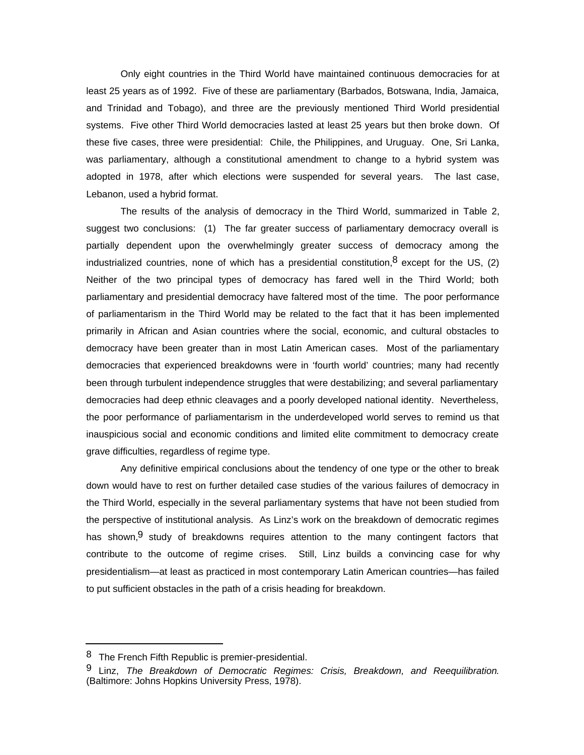Only eight countries in the Third World have maintained continuous democracies for at least 25 years as of 1992. Five of these are parliamentary (Barbados, Botswana, India, Jamaica, and Trinidad and Tobago), and three are the previously mentioned Third World presidential systems. Five other Third World democracies lasted at least 25 years but then broke down. Of these five cases, three were presidential: Chile, the Philippines, and Uruguay. One, Sri Lanka, was parliamentary, although a constitutional amendment to change to a hybrid system was adopted in 1978, after which elections were suspended for several years. The last case, Lebanon, used a hybrid format.

The results of the analysis of democracy in the Third World, summarized in Table 2, suggest two conclusions: (1) The far greater success of parliamentary democracy overall is partially dependent upon the overwhelmingly greater success of democracy among the industrialized countries, none of which has a presidential constitution,[8] except for the US, (2) Neither of the two principal types of democracy has fared well in the Third World; both parliamentary and presidential democracy have faltered most of the time. The poor performance of parliamentarism in the Third World may be related to the fact that it has been implemented primarily in African and Asian countries where the social, economic, and cultural obstacles to democracy have been greater than in most Latin American cases. Most of the parliamentary democracies that experienced breakdowns were in 'fourth world' countries; many had recently been through turbulent independence struggles that were destabilizing; and several parliamentary democracies had deep ethnic cleavages and a poorly developed national identity. Nevertheless, the poor performance of parliamentarism in the underdeveloped world serves to remind us that inauspicious social and economic conditions and limited elite commitment to democracy create grave difficulties, regardless of regime type.

Any definitive empirical conclusions about the tendency of one type or the other to break down would have to rest on further detailed case studies of the various failures of democracy in the Third World, especially in the several parliamentary systems that have not been studied from the perspective of institutional analysis. As Linz's work on the breakdown of democratic regimes has shown,[9] study of breakdowns requires attention to the many contingent factors that contribute to the outcome of regime crises. Still, Linz builds a convincing case for why presidentialism—at least as practiced in most contemporary Latin American countries—has failed to put sufficient obstacles in the path of a crisis heading for breakdown.

---

[8] The French Fifth Republic is premier-presidential.

[9] Linz, *The Breakdown of Democratic Regimes: Crisis, Breakdown, and Reequilibration*. (Baltimore: Johns Hopkins University Press, 1978).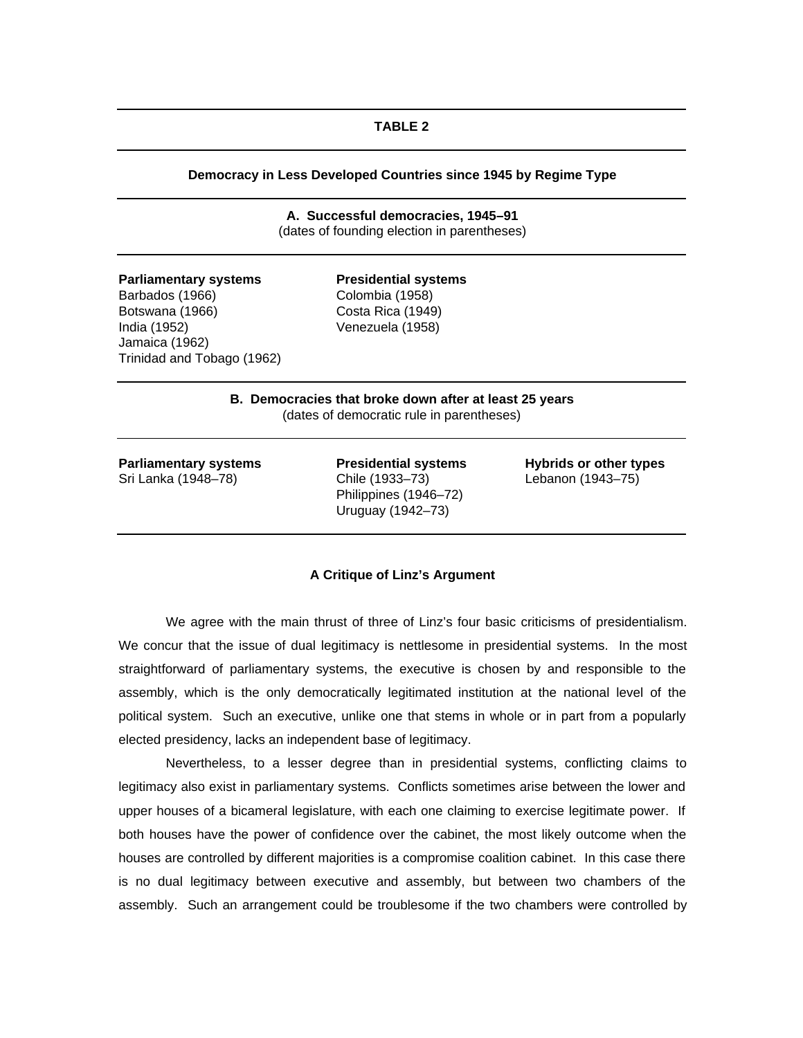**TABLE 2**

**Democracy in Less Developed Countries since 1945 by Regime Type**

**A. Successful democracies, 1945–91**
(dates of founding election in parentheses)

| Parliamentary systems | Presidential systems |
|---|---|
| Barbados (1966) | Colombia (1958) |
| Botswana (1966) | Costa Rica (1949) |
| India (1952) | Venezuela (1958) |
| Jamaica (1962) | |
| Trinidad and Tobago (1962) | |

**B. Democracies that broke down after at least 25 years**
(dates of democratic rule in parentheses)

| Parliamentary systems | Presidential systems | Hybrids or other types |
|---|---|---|
| Sri Lanka (1948–78) | Chile (1933–73) | Lebanon (1943–75) |
| | Philippines (1946–72) | |
| | Uruguay (1942–73) | |

### A Critique of Linz's Argument

We agree with the main thrust of three of Linz's four basic criticisms of presidentialism. We concur that the issue of dual legitimacy is nettlesome in presidential systems. In the most straightforward of parliamentary systems, the executive is chosen by and responsible to the assembly, which is the only democratically legitimated institution at the national level of the political system. Such an executive, unlike one that stems in whole or in part from a popularly elected presidency, lacks an independent base of legitimacy.

Nevertheless, to a lesser degree than in presidential systems, conflicting claims to legitimacy also exist in parliamentary systems. Conflicts sometimes arise between the lower and upper houses of a bicameral legislature, with each one claiming to exercise legitimate power. If both houses have the power of confidence over the cabinet, the most likely outcome when the houses are controlled by different majorities is a compromise coalition cabinet. In this case there is no dual legitimacy between executive and assembly, but between two chambers of the assembly. Such an arrangement could be troublesome if the two chambers were controlled by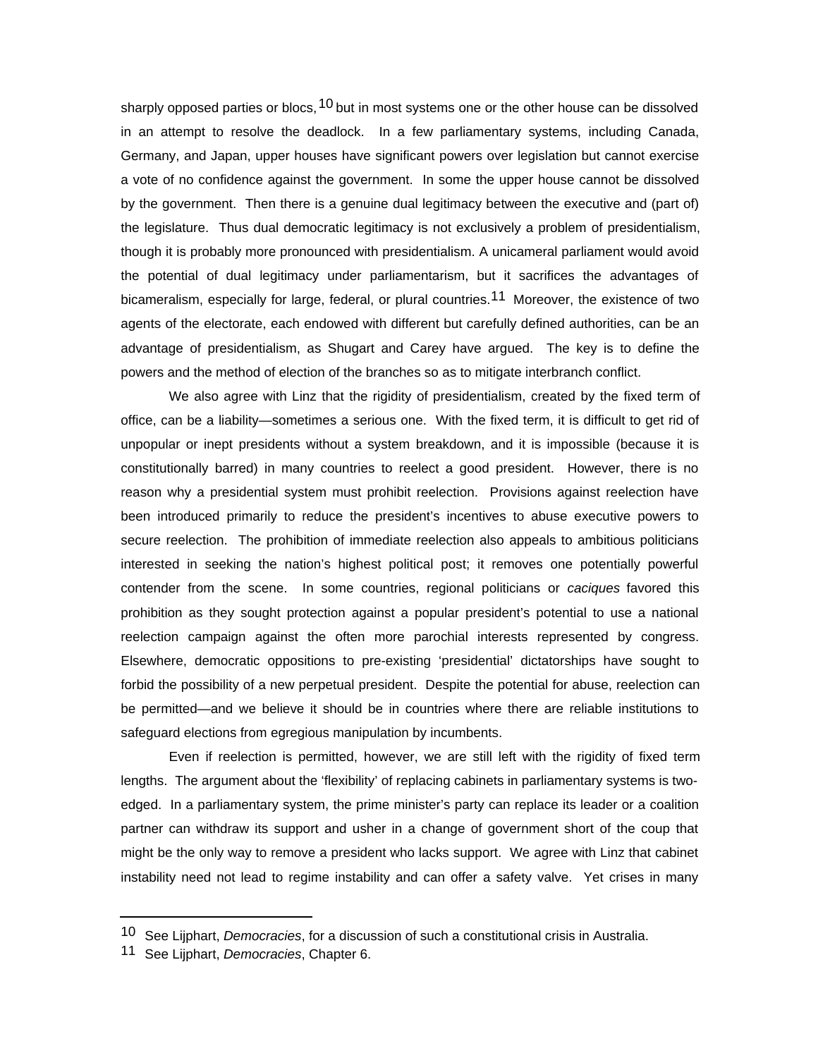sharply opposed parties or blocs,[10] but in most systems one or the other house can be dissolved in an attempt to resolve the deadlock. In a few parliamentary systems, including Canada, Germany, and Japan, upper houses have significant powers over legislation but cannot exercise a vote of no confidence against the government. In some the upper house cannot be dissolved by the government. Then there is a genuine dual legitimacy between the executive and (part of) the legislature. Thus dual democratic legitimacy is not exclusively a problem of presidentialism, though it is probably more pronounced with presidentialism. A unicameral parliament would avoid the potential of dual legitimacy under parliamentarism, but it sacrifices the advantages of bicameralism, especially for large, federal, or plural countries.[11] Moreover, the existence of two agents of the electorate, each endowed with different but carefully defined authorities, can be an advantage of presidentialism, as Shugart and Carey have argued. The key is to define the powers and the method of election of the branches so as to mitigate interbranch conflict.

We also agree with Linz that the rigidity of presidentialism, created by the fixed term of office, can be a liability—sometimes a serious one. With the fixed term, it is difficult to get rid of unpopular or inept presidents without a system breakdown, and it is impossible (because it is constitutionally barred) in many countries to reelect a good president. However, there is no reason why a presidential system must prohibit reelection. Provisions against reelection have been introduced primarily to reduce the president's incentives to abuse executive powers to secure reelection. The prohibition of immediate reelection also appeals to ambitious politicians interested in seeking the nation's highest political post; it removes one potentially powerful contender from the scene. In some countries, regional politicians or *caciques* favored this prohibition as they sought protection against a popular president's potential to use a national reelection campaign against the often more parochial interests represented by congress. Elsewhere, democratic oppositions to pre-existing 'presidential' dictatorships have sought to forbid the possibility of a new perpetual president. Despite the potential for abuse, reelection can be permitted—and we believe it should be in countries where there are reliable institutions to safeguard elections from egregious manipulation by incumbents.

Even if reelection is permitted, however, we are still left with the rigidity of fixed term lengths. The argument about the 'flexibility' of replacing cabinets in parliamentary systems is two-edged. In a parliamentary system, the prime minister's party can replace its leader or a coalition partner can withdraw its support and usher in a change of government short of the coup that might be the only way to remove a president who lacks support. We agree with Linz that cabinet instability need not lead to regime instability and can offer a safety valve. Yet crises in many

[10] See Lijphart, *Democracies*, for a discussion of such a constitutional crisis in Australia.

[11] See Lijphart, *Democracies*, Chapter 6.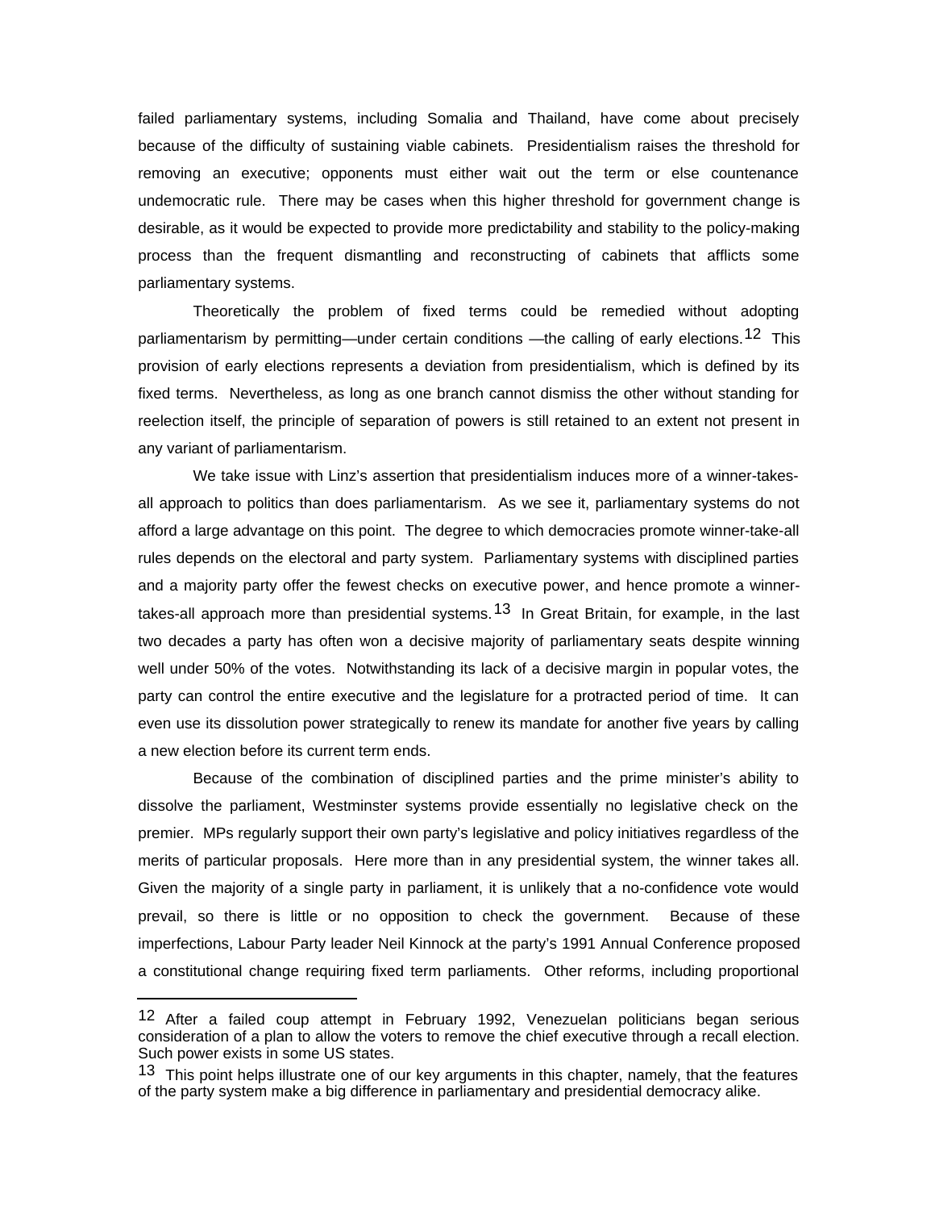failed parliamentary systems, including Somalia and Thailand, have come about precisely because of the difficulty of sustaining viable cabinets. Presidentialism raises the threshold for removing an executive; opponents must either wait out the term or else countenance undemocratic rule. There may be cases when this higher threshold for government change is desirable, as it would be expected to provide more predictability and stability to the policy-making process than the frequent dismantling and reconstructing of cabinets that afflicts some parliamentary systems.

Theoretically the problem of fixed terms could be remedied without adopting parliamentarism by permitting—under certain conditions —the calling of early elections.[12] This provision of early elections represents a deviation from presidentialism, which is defined by its fixed terms. Nevertheless, as long as one branch cannot dismiss the other without standing for reelection itself, the principle of separation of powers is still retained to an extent not present in any variant of parliamentarism.

We take issue with Linz's assertion that presidentialism induces more of a winner-takes-all approach to politics than does parliamentarism. As we see it, parliamentary systems do not afford a large advantage on this point. The degree to which democracies promote winner-take-all rules depends on the electoral and party system. Parliamentary systems with disciplined parties and a majority party offer the fewest checks on executive power, and hence promote a winner-takes-all approach more than presidential systems.[13] In Great Britain, for example, in the last two decades a party has often won a decisive majority of parliamentary seats despite winning well under 50% of the votes. Notwithstanding its lack of a decisive margin in popular votes, the party can control the entire executive and the legislature for a protracted period of time. It can even use its dissolution power strategically to renew its mandate for another five years by calling a new election before its current term ends.

Because of the combination of disciplined parties and the prime minister's ability to dissolve the parliament, Westminster systems provide essentially no legislative check on the premier. MPs regularly support their own party's legislative and policy initiatives regardless of the merits of particular proposals. Here more than in any presidential system, the winner takes all. Given the majority of a single party in parliament, it is unlikely that a no-confidence vote would prevail, so there is little or no opposition to check the government. Because of these imperfections, Labour Party leader Neil Kinnock at the party's 1991 Annual Conference proposed a constitutional change requiring fixed term parliaments. Other reforms, including proportional

---

[12] After a failed coup attempt in February 1992, Venezuelan politicians began serious consideration of a plan to allow the voters to remove the chief executive through a recall election. Such power exists in some US states.

[13] This point helps illustrate one of our key arguments in this chapter, namely, that the features of the party system make a big difference in parliamentary and presidential democracy alike.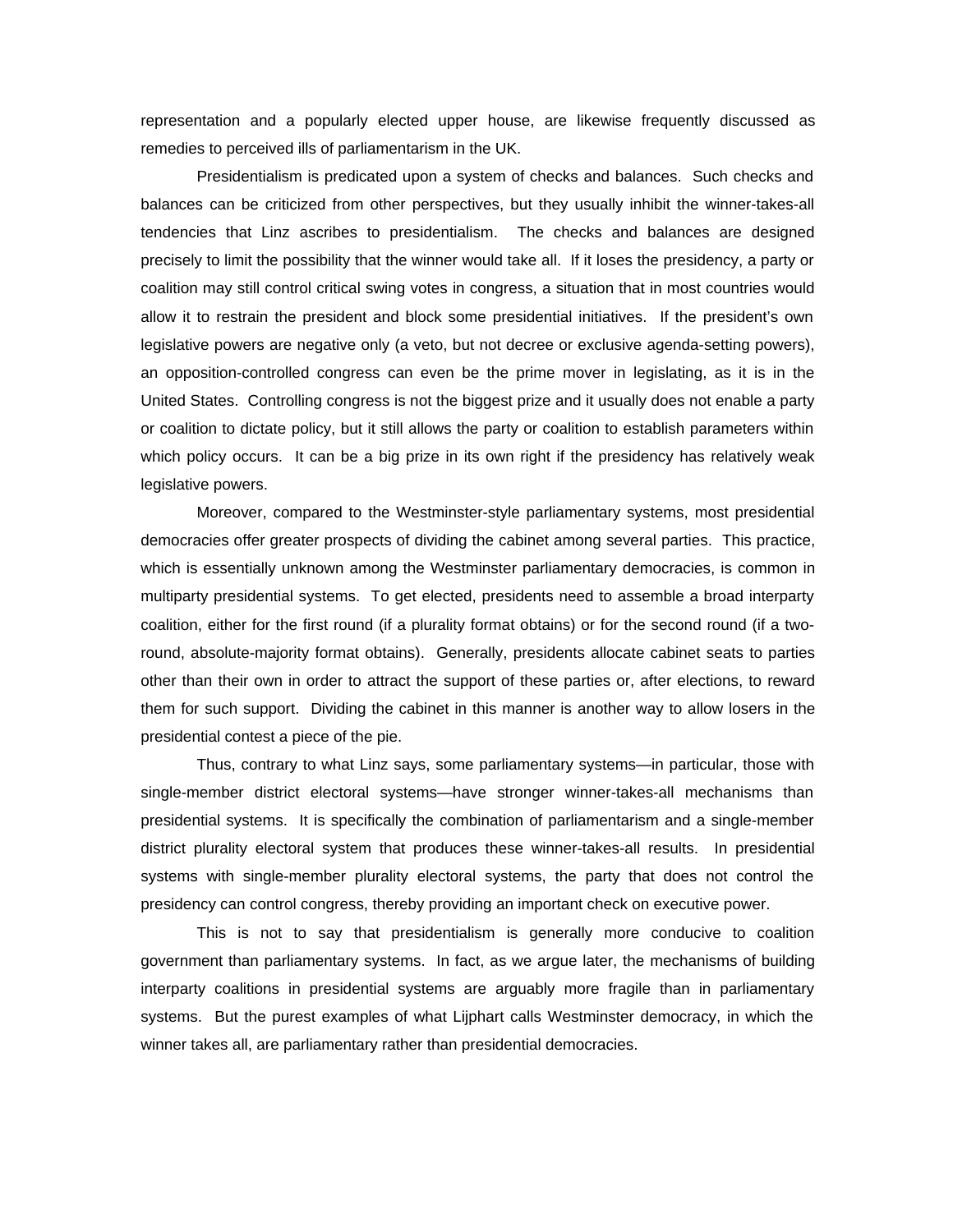representation and a popularly elected upper house, are likewise frequently discussed as remedies to perceived ills of parliamentarism in the UK.

Presidentialism is predicated upon a system of checks and balances. Such checks and balances can be criticized from other perspectives, but they usually inhibit the winner-takes-all tendencies that Linz ascribes to presidentialism. The checks and balances are designed precisely to limit the possibility that the winner would take all. If it loses the presidency, a party or coalition may still control critical swing votes in congress, a situation that in most countries would allow it to restrain the president and block some presidential initiatives. If the president's own legislative powers are negative only (a veto, but not decree or exclusive agenda-setting powers), an opposition-controlled congress can even be the prime mover in legislating, as it is in the United States. Controlling congress is not the biggest prize and it usually does not enable a party or coalition to dictate policy, but it still allows the party or coalition to establish parameters within which policy occurs. It can be a big prize in its own right if the presidency has relatively weak legislative powers.

Moreover, compared to the Westminster-style parliamentary systems, most presidential democracies offer greater prospects of dividing the cabinet among several parties. This practice, which is essentially unknown among the Westminster parliamentary democracies, is common in multiparty presidential systems. To get elected, presidents need to assemble a broad interparty coalition, either for the first round (if a plurality format obtains) or for the second round (if a two-round, absolute-majority format obtains). Generally, presidents allocate cabinet seats to parties other than their own in order to attract the support of these parties or, after elections, to reward them for such support. Dividing the cabinet in this manner is another way to allow losers in the presidential contest a piece of the pie.

Thus, contrary to what Linz says, some parliamentary systems—in particular, those with single-member district electoral systems—have stronger winner-takes-all mechanisms than presidential systems. It is specifically the combination of parliamentarism and a single-member district plurality electoral system that produces these winner-takes-all results. In presidential systems with single-member plurality electoral systems, the party that does not control the presidency can control congress, thereby providing an important check on executive power.

This is not to say that presidentialism is generally more conducive to coalition government than parliamentary systems. In fact, as we argue later, the mechanisms of building interparty coalitions in presidential systems are arguably more fragile than in parliamentary systems. But the purest examples of what Lijphart calls Westminster democracy, in which the winner takes all, are parliamentary rather than presidential democracies.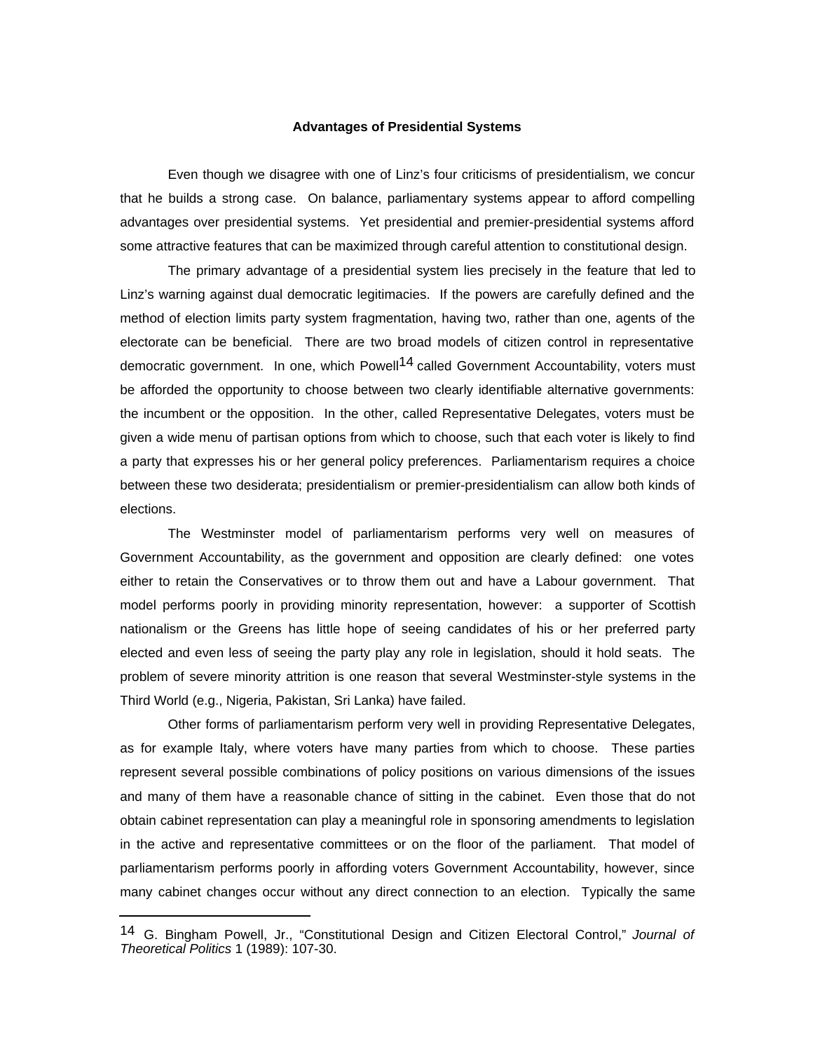### Advantages of Presidential Systems

Even though we disagree with one of Linz's four criticisms of presidentialism, we concur that he builds a strong case. On balance, parliamentary systems appear to afford compelling advantages over presidential systems. Yet presidential and premier-presidential systems afford some attractive features that can be maximized through careful attention to constitutional design.

The primary advantage of a presidential system lies precisely in the feature that led to Linz's warning against dual democratic legitimacies. If the powers are carefully defined and the method of election limits party system fragmentation, having two, rather than one, agents of the electorate can be beneficial. There are two broad models of citizen control in representative democratic government. In one, which Powell[14] called Government Accountability, voters must be afforded the opportunity to choose between two clearly identifiable alternative governments: the incumbent or the opposition. In the other, called Representative Delegates, voters must be given a wide menu of partisan options from which to choose, such that each voter is likely to find a party that expresses his or her general policy preferences. Parliamentarism requires a choice between these two desiderata; presidentialism or premier-presidentialism can allow both kinds of elections.

The Westminster model of parliamentarism performs very well on measures of Government Accountability, as the government and opposition are clearly defined: one votes either to retain the Conservatives or to throw them out and have a Labour government. That model performs poorly in providing minority representation, however: a supporter of Scottish nationalism or the Greens has little hope of seeing candidates of his or her preferred party elected and even less of seeing the party play any role in legislation, should it hold seats. The problem of severe minority attrition is one reason that several Westminster-style systems in the Third World (e.g., Nigeria, Pakistan, Sri Lanka) have failed.

Other forms of parliamentarism perform very well in providing Representative Delegates, as for example Italy, where voters have many parties from which to choose. These parties represent several possible combinations of policy positions on various dimensions of the issues and many of them have a reasonable chance of sitting in the cabinet. Even those that do not obtain cabinet representation can play a meaningful role in sponsoring amendments to legislation in the active and representative committees or on the floor of the parliament. That model of parliamentarism performs poorly in affording voters Government Accountability, however, since many cabinet changes occur without any direct connection to an election. Typically the same

---

[14] G. Bingham Powell, Jr., "Constitutional Design and Citizen Electoral Control," *Journal of Theoretical Politics* 1 (1989): 107-30.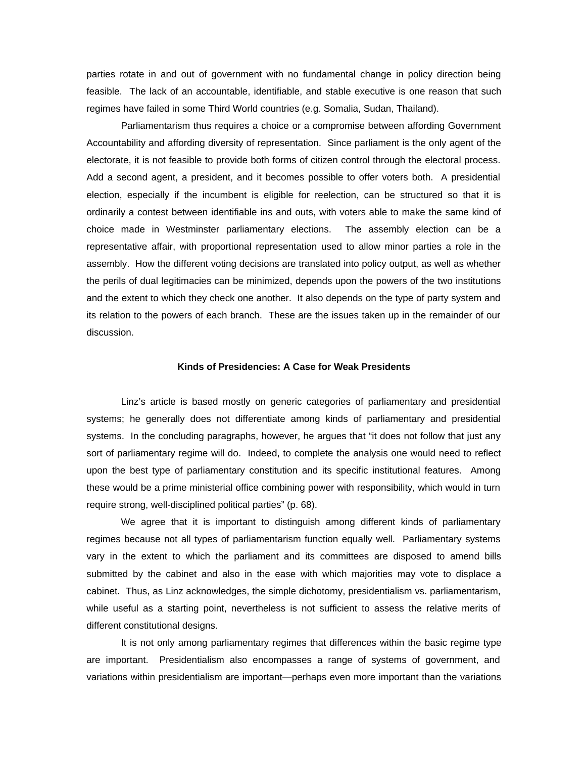parties rotate in and out of government with no fundamental change in policy direction being feasible. The lack of an accountable, identifiable, and stable executive is one reason that such regimes have failed in some Third World countries (e.g. Somalia, Sudan, Thailand).

Parliamentarism thus requires a choice or a compromise between affording Government Accountability and affording diversity of representation. Since parliament is the only agent of the electorate, it is not feasible to provide both forms of citizen control through the electoral process. Add a second agent, a president, and it becomes possible to offer voters both. A presidential election, especially if the incumbent is eligible for reelection, can be structured so that it is ordinarily a contest between identifiable ins and outs, with voters able to make the same kind of choice made in Westminster parliamentary elections. The assembly election can be a representative affair, with proportional representation used to allow minor parties a role in the assembly. How the different voting decisions are translated into policy output, as well as whether the perils of dual legitimacies can be minimized, depends upon the powers of the two institutions and the extent to which they check one another. It also depends on the type of party system and its relation to the powers of each branch. These are the issues taken up in the remainder of our discussion.

### Kinds of Presidencies: A Case for Weak Presidents

Linz's article is based mostly on generic categories of parliamentary and presidential systems; he generally does not differentiate among kinds of parliamentary and presidential systems. In the concluding paragraphs, however, he argues that "it does not follow that just any sort of parliamentary regime will do. Indeed, to complete the analysis one would need to reflect upon the best type of parliamentary constitution and its specific institutional features. Among these would be a prime ministerial office combining power with responsibility, which would in turn require strong, well-disciplined political parties" (p. 68).

We agree that it is important to distinguish among different kinds of parliamentary regimes because not all types of parliamentarism function equally well. Parliamentary systems vary in the extent to which the parliament and its committees are disposed to amend bills submitted by the cabinet and also in the ease with which majorities may vote to displace a cabinet. Thus, as Linz acknowledges, the simple dichotomy, presidentialism vs. parliamentarism, while useful as a starting point, nevertheless is not sufficient to assess the relative merits of different constitutional designs.

It is not only among parliamentary regimes that differences within the basic regime type are important. Presidentialism also encompasses a range of systems of government, and variations within presidentialism are important—perhaps even more important than the variations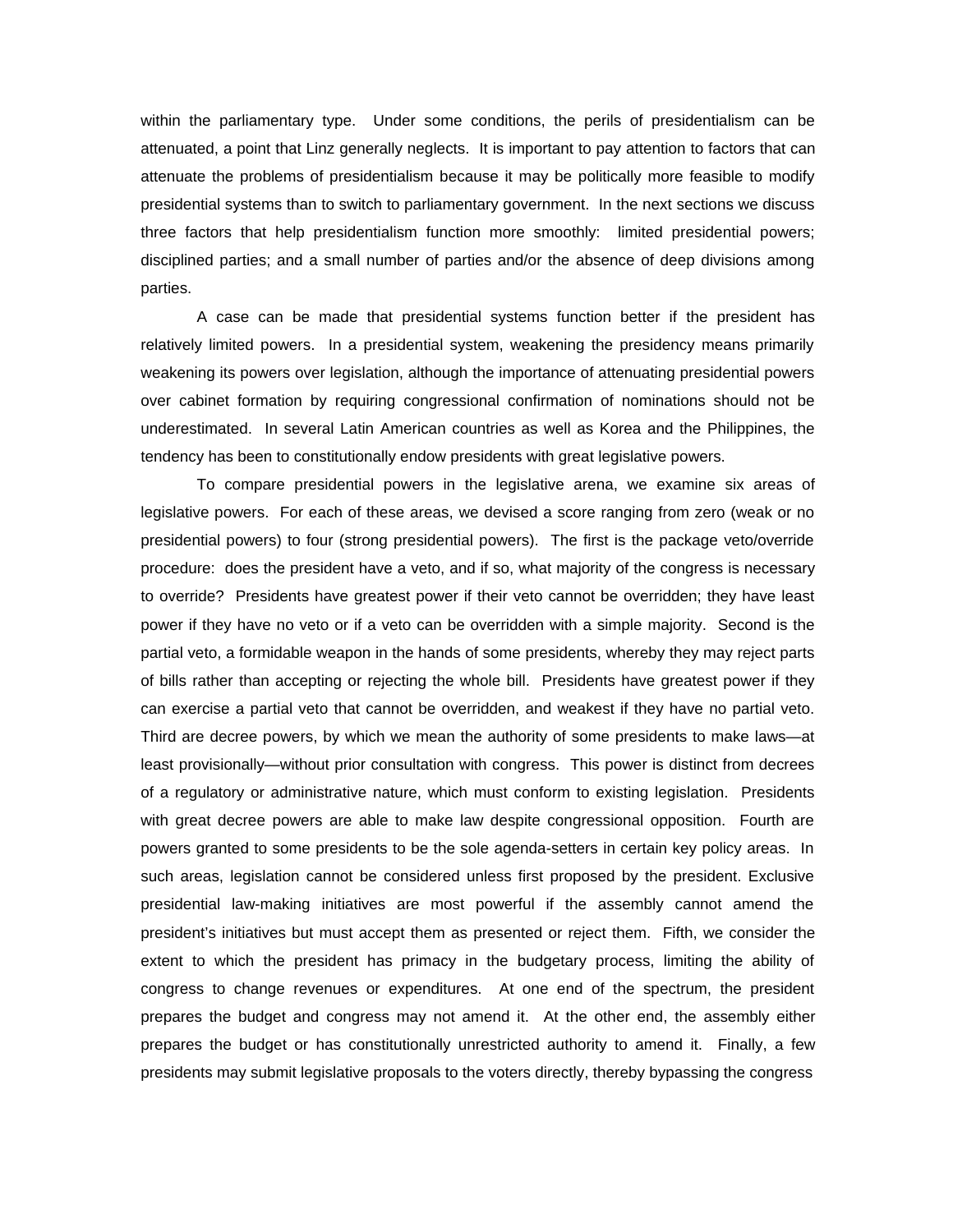within the parliamentary type. Under some conditions, the perils of presidentialism can be attenuated, a point that Linz generally neglects. It is important to pay attention to factors that can attenuate the problems of presidentialism because it may be politically more feasible to modify presidential systems than to switch to parliamentary government. In the next sections we discuss three factors that help presidentialism function more smoothly: limited presidential powers; disciplined parties; and a small number of parties and/or the absence of deep divisions among parties.

A case can be made that presidential systems function better if the president has relatively limited powers. In a presidential system, weakening the presidency means primarily weakening its powers over legislation, although the importance of attenuating presidential powers over cabinet formation by requiring congressional confirmation of nominations should not be underestimated. In several Latin American countries as well as Korea and the Philippines, the tendency has been to constitutionally endow presidents with great legislative powers.

To compare presidential powers in the legislative arena, we examine six areas of legislative powers. For each of these areas, we devised a score ranging from zero (weak or no presidential powers) to four (strong presidential powers). The first is the package veto/override procedure: does the president have a veto, and if so, what majority of the congress is necessary to override? Presidents have greatest power if their veto cannot be overridden; they have least power if they have no veto or if a veto can be overridden with a simple majority. Second is the partial veto, a formidable weapon in the hands of some presidents, whereby they may reject parts of bills rather than accepting or rejecting the whole bill. Presidents have greatest power if they can exercise a partial veto that cannot be overridden, and weakest if they have no partial veto. Third are decree powers, by which we mean the authority of some presidents to make laws—at least provisionally—without prior consultation with congress. This power is distinct from decrees of a regulatory or administrative nature, which must conform to existing legislation. Presidents with great decree powers are able to make law despite congressional opposition. Fourth are powers granted to some presidents to be the sole agenda-setters in certain key policy areas. In such areas, legislation cannot be considered unless first proposed by the president. Exclusive presidential law-making initiatives are most powerful if the assembly cannot amend the president's initiatives but must accept them as presented or reject them. Fifth, we consider the extent to which the president has primacy in the budgetary process, limiting the ability of congress to change revenues or expenditures. At one end of the spectrum, the president prepares the budget and congress may not amend it. At the other end, the assembly either prepares the budget or has constitutionally unrestricted authority to amend it. Finally, a few presidents may submit legislative proposals to the voters directly, thereby bypassing the congress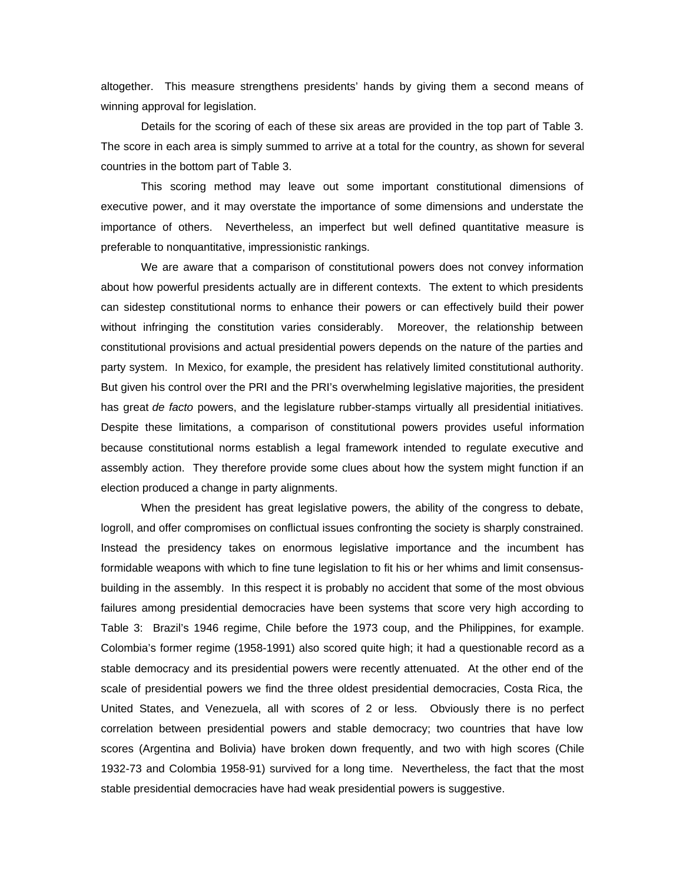altogether. This measure strengthens presidents' hands by giving them a second means of winning approval for legislation.

Details for the scoring of each of these six areas are provided in the top part of Table 3. The score in each area is simply summed to arrive at a total for the country, as shown for several countries in the bottom part of Table 3.

This scoring method may leave out some important constitutional dimensions of executive power, and it may overstate the importance of some dimensions and understate the importance of others. Nevertheless, an imperfect but well defined quantitative measure is preferable to nonquantitative, impressionistic rankings.

We are aware that a comparison of constitutional powers does not convey information about how powerful presidents actually are in different contexts. The extent to which presidents can sidestep constitutional norms to enhance their powers or can effectively build their power without infringing the constitution varies considerably. Moreover, the relationship between constitutional provisions and actual presidential powers depends on the nature of the parties and party system. In Mexico, for example, the president has relatively limited constitutional authority. But given his control over the PRI and the PRI's overwhelming legislative majorities, the president has great *de facto* powers, and the legislature rubber-stamps virtually all presidential initiatives. Despite these limitations, a comparison of constitutional powers provides useful information because constitutional norms establish a legal framework intended to regulate executive and assembly action. They therefore provide some clues about how the system might function if an election produced a change in party alignments.

When the president has great legislative powers, the ability of the congress to debate, logroll, and offer compromises on conflictual issues confronting the society is sharply constrained. Instead the presidency takes on enormous legislative importance and the incumbent has formidable weapons with which to fine tune legislation to fit his or her whims and limit consensus-building in the assembly. In this respect it is probably no accident that some of the most obvious failures among presidential democracies have been systems that score very high according to Table 3: Brazil's 1946 regime, Chile before the 1973 coup, and the Philippines, for example. Colombia's former regime (1958-1991) also scored quite high; it had a questionable record as a stable democracy and its presidential powers were recently attenuated. At the other end of the scale of presidential powers we find the three oldest presidential democracies, Costa Rica, the United States, and Venezuela, all with scores of 2 or less. Obviously there is no perfect correlation between presidential powers and stable democracy; two countries that have low scores (Argentina and Bolivia) have broken down frequently, and two with high scores (Chile 1932-73 and Colombia 1958-91) survived for a long time. Nevertheless, the fact that the most stable presidential democracies have had weak presidential powers is suggestive.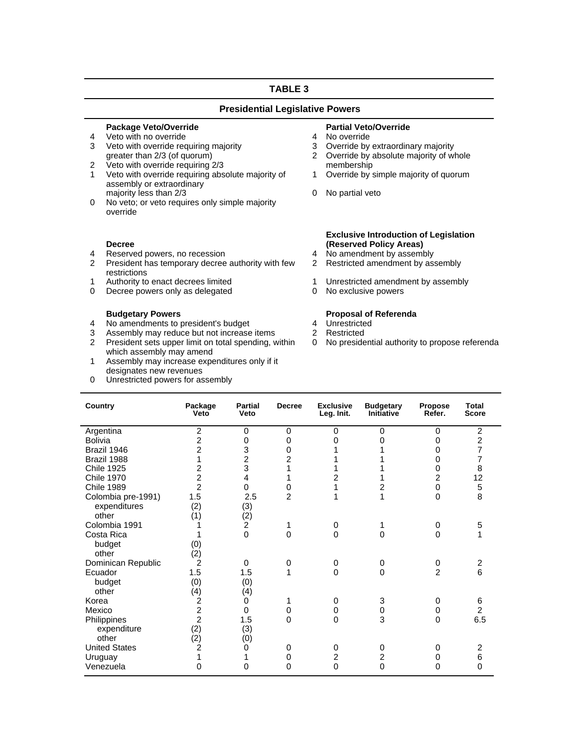**TABLE 3**

**Presidential Legislative Powers**

**Package Veto/Override**

4 Veto with no override
3 Veto with override requiring majority greater than 2/3 (of quorum)
2 Veto with override requiring 2/3
1 Veto with override requiring absolute majority of assembly or extraordinary majority less than 2/3
0 No veto; or veto requires only simple majority override

**Partial Veto/Override**

4 No override
3 Override by extraordinary majority
2 Override by absolute majority of whole membership
1 Override by simple majority of quorum
0 No partial veto

**Decree**

4 Reserved powers, no recession
2 President has temporary decree authority with few restrictions
1 Authority to enact decrees limited
0 Decree powers only as delegated

**Exclusive Introduction of Legislation (Reserved Policy Areas)**

4 No amendment by assembly
2 Restricted amendment by assembly
1 Unrestricted amendment by assembly
0 No exclusive powers

**Budgetary Powers**

4 No amendments to president's budget
3 Assembly may reduce but not increase items
2 President sets upper limit on total spending, within which assembly may amend
1 Assembly may increase expenditures only if it designates new revenues
0 Unrestricted powers for assembly

**Proposal of Referenda**

4 Unrestricted
2 Restricted
0 No presidential authority to propose referenda

| Country | Package Veto | Partial Veto | Decree | Exclusive Leg. Init. | Budgetary Initiative | Propose Refer. | Total Score |
|---|---|---|---|---|---|---|---|
| Argentina | 2 | 0 | 0 | 0 | 0 | 0 | 2 |
| Bolivia | 2 | 0 | 0 | 0 | 0 | 0 | 2 |
| Brazil 1946 | 2 | 3 | 0 | 1 | 1 | 0 | 7 |
| Brazil 1988 | 1 | 2 | 2 | 1 | 1 | 0 | 7 |
| Chile 1925 | 2 | 3 | 1 | 1 | 1 | 0 | 8 |
| Chile 1970 | 2 | 4 | 1 | 2 | 1 | 2 | 12 |
| Chile 1989 | 2 | 0 | 0 | 1 | 2 | 0 | 5 |
| Colombia pre-1991) | 1.5 | 2.5 | 2 | 1 | 1 | 0 | 8 |
| expenditures | (2) | (3) | | | | | |
| other | (1) | (2) | | | | | |
| Colombia 1991 | 1 | 2 | 1 | 0 | 1 | 0 | 5 |
| Costa Rica | 1 | 0 | 0 | 0 | 0 | 0 | 1 |
| budget | (0) | | | | | | |
| other | (2) | | | | | | |
| Dominican Republic | 2 | 0 | 0 | 0 | 0 | 0 | 2 |
| Ecuador | 1.5 | 1.5 | 1 | 0 | 0 | 2 | 6 |
| budget | (0) | (0) | | | | | |
| other | (4) | (4) | | | | | |
| Korea | 2 | 0 | 1 | 0 | 3 | 0 | 6 |
| Mexico | 2 | 0 | 0 | 0 | 0 | 0 | 2 |
| Philippines | 2 | 1.5 | 0 | 0 | 3 | 0 | 6.5 |
| expenditure | (2) | (3) | | | | | |
| other | (2) | (0) | | | | | |
| United States | 2 | 0 | 0 | 0 | 0 | 0 | 2 |
| Uruguay | 1 | 1 | 0 | 2 | 2 | 0 | 6 |
| Venezuela | 0 | 0 | 0 | 0 | 0 | 0 | 0 |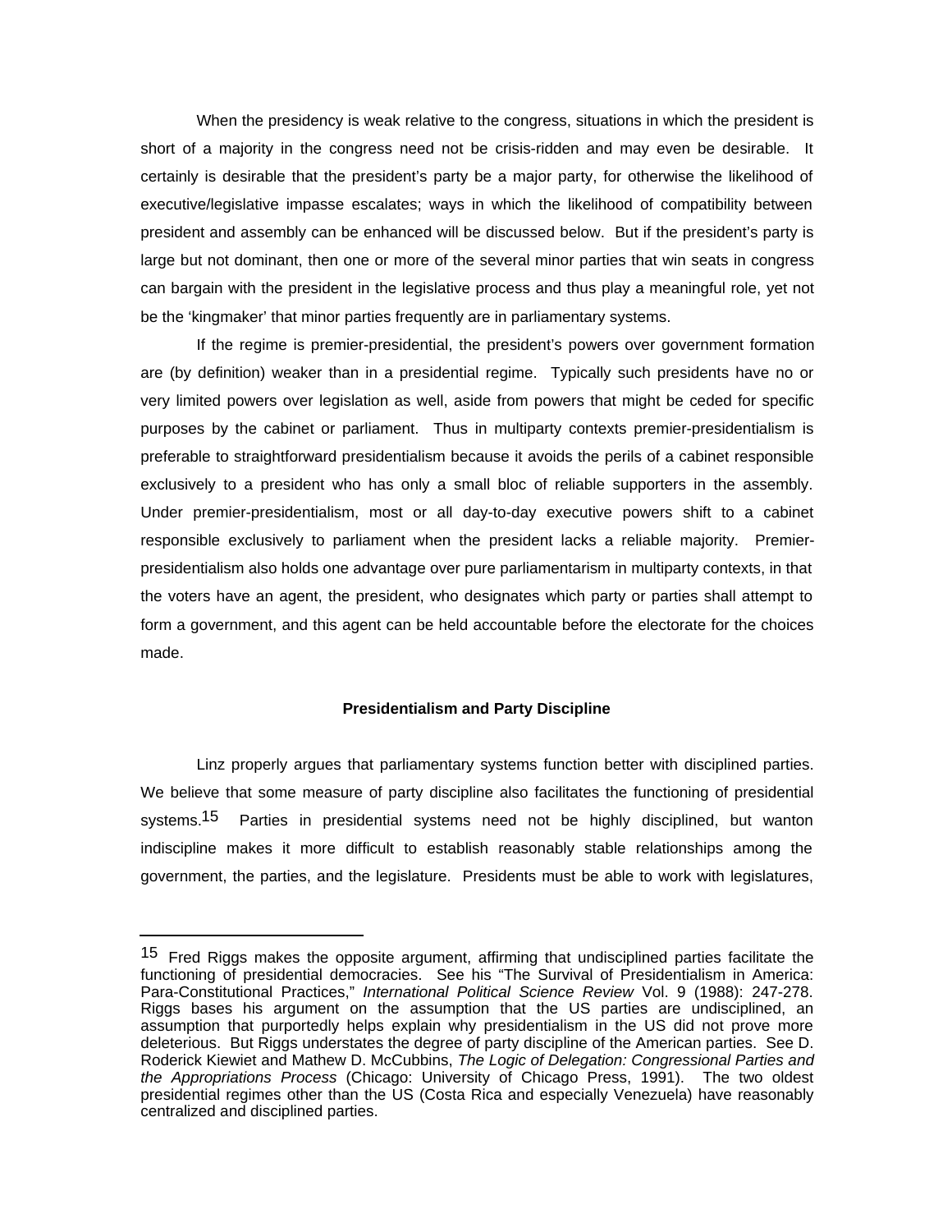When the presidency is weak relative to the congress, situations in which the president is short of a majority in the congress need not be crisis-ridden and may even be desirable. It certainly is desirable that the president's party be a major party, for otherwise the likelihood of executive/legislative impasse escalates; ways in which the likelihood of compatibility between president and assembly can be enhanced will be discussed below. But if the president's party is large but not dominant, then one or more of the several minor parties that win seats in congress can bargain with the president in the legislative process and thus play a meaningful role, yet not be the 'kingmaker' that minor parties frequently are in parliamentary systems.

If the regime is premier-presidential, the president's powers over government formation are (by definition) weaker than in a presidential regime. Typically such presidents have no or very limited powers over legislation as well, aside from powers that might be ceded for specific purposes by the cabinet or parliament. Thus in multiparty contexts premier-presidentialism is preferable to straightforward presidentialism because it avoids the perils of a cabinet responsible exclusively to a president who has only a small bloc of reliable supporters in the assembly. Under premier-presidentialism, most or all day-to-day executive powers shift to a cabinet responsible exclusively to parliament when the president lacks a reliable majority. Premier-presidentialism also holds one advantage over pure parliamentarism in multiparty contexts, in that the voters have an agent, the president, who designates which party or parties shall attempt to form a government, and this agent can be held accountable before the electorate for the choices made.

### Presidentialism and Party Discipline

Linz properly argues that parliamentary systems function better with disciplined parties. We believe that some measure of party discipline also facilitates the functioning of presidential systems.[15] Parties in presidential systems need not be highly disciplined, but wanton indiscipline makes it more difficult to establish reasonably stable relationships among the government, the parties, and the legislature. Presidents must be able to work with legislatures,

---

[15] Fred Riggs makes the opposite argument, affirming that undisciplined parties facilitate the functioning of presidential democracies. See his "The Survival of Presidentialism in America: Para-Constitutional Practices," *International Political Science Review* Vol. 9 (1988): 247-278. Riggs bases his argument on the assumption that the US parties are undisciplined, an assumption that purportedly helps explain why presidentialism in the US did not prove more deleterious. But Riggs understates the degree of party discipline of the American parties. See D. Roderick Kiewiet and Mathew D. McCubbins, *The Logic of Delegation: Congressional Parties and the Appropriations Process* (Chicago: University of Chicago Press, 1991). The two oldest presidential regimes other than the US (Costa Rica and especially Venezuela) have reasonably centralized and disciplined parties.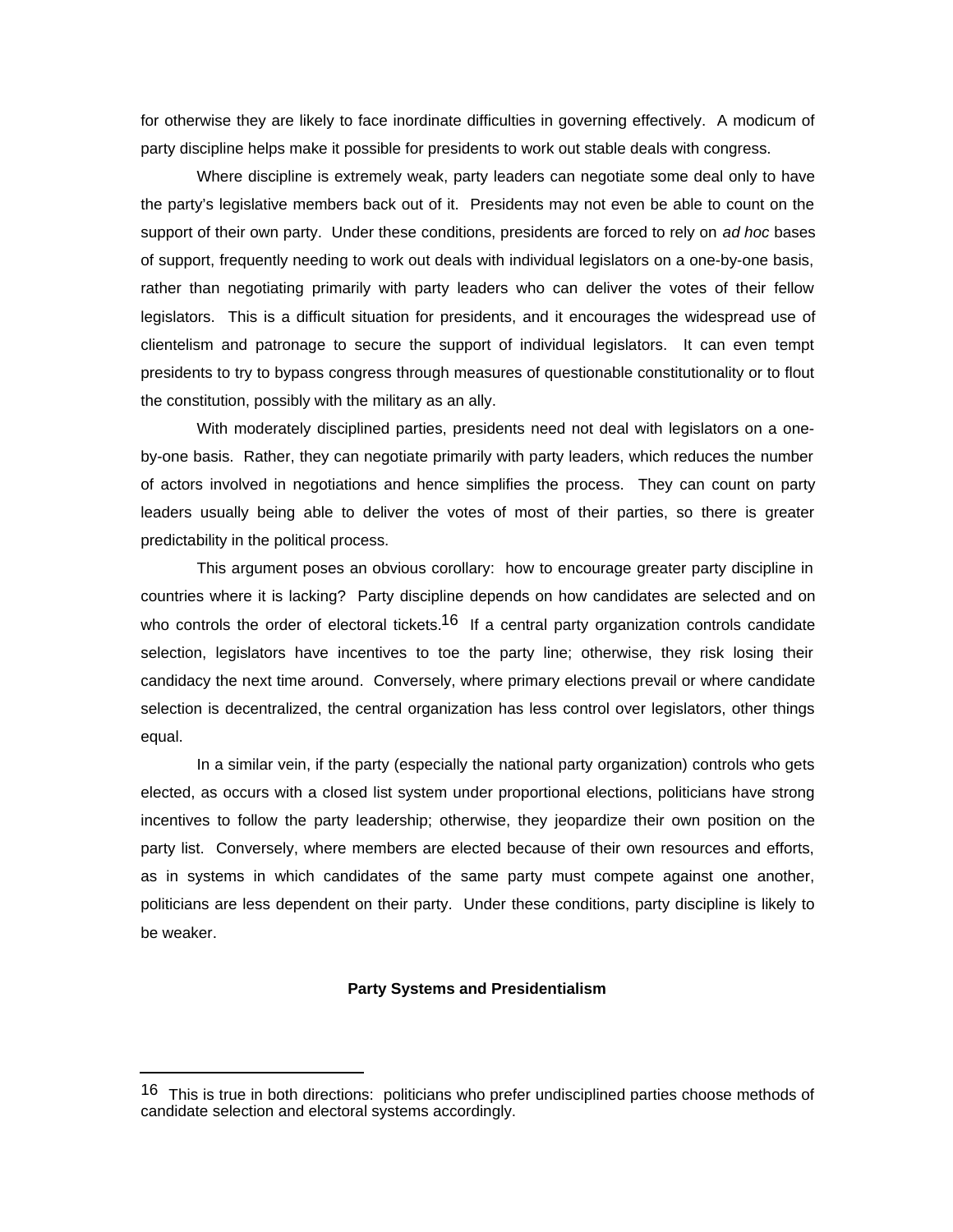for otherwise they are likely to face inordinate difficulties in governing effectively. A modicum of party discipline helps make it possible for presidents to work out stable deals with congress.

Where discipline is extremely weak, party leaders can negotiate some deal only to have the party's legislative members back out of it. Presidents may not even be able to count on the support of their own party. Under these conditions, presidents are forced to rely on *ad hoc* bases of support, frequently needing to work out deals with individual legislators on a one-by-one basis, rather than negotiating primarily with party leaders who can deliver the votes of their fellow legislators. This is a difficult situation for presidents, and it encourages the widespread use of clientelism and patronage to secure the support of individual legislators. It can even tempt presidents to try to bypass congress through measures of questionable constitutionality or to flout the constitution, possibly with the military as an ally.

With moderately disciplined parties, presidents need not deal with legislators on a one-by-one basis. Rather, they can negotiate primarily with party leaders, which reduces the number of actors involved in negotiations and hence simplifies the process. They can count on party leaders usually being able to deliver the votes of most of their parties, so there is greater predictability in the political process.

This argument poses an obvious corollary: how to encourage greater party discipline in countries where it is lacking? Party discipline depends on how candidates are selected and on who controls the order of electoral tickets.[16] If a central party organization controls candidate selection, legislators have incentives to toe the party line; otherwise, they risk losing their candidacy the next time around. Conversely, where primary elections prevail or where candidate selection is decentralized, the central organization has less control over legislators, other things equal.

In a similar vein, if the party (especially the national party organization) controls who gets elected, as occurs with a closed list system under proportional elections, politicians have strong incentives to follow the party leadership; otherwise, they jeopardize their own position on the party list. Conversely, where members are elected because of their own resources and efforts, as in systems in which candidates of the same party must compete against one another, politicians are less dependent on their party. Under these conditions, party discipline is likely to be weaker.

## Party Systems and Presidentialism

---

[16] This is true in both directions: politicians who prefer undisciplined parties choose methods of candidate selection and electoral systems accordingly.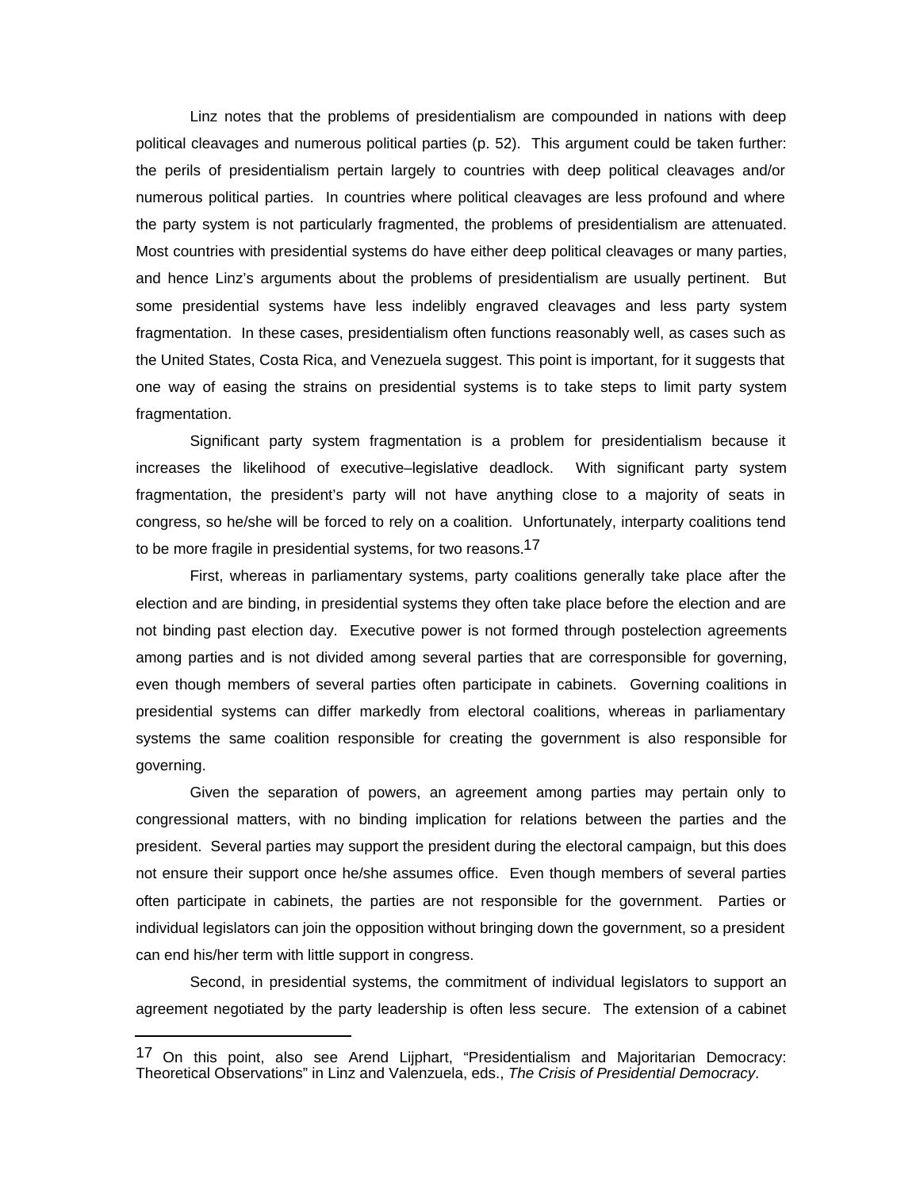Linz notes that the problems of presidentialism are compounded in nations with deep political cleavages and numerous political parties (p. 52). This argument could be taken further: the perils of presidentialism pertain largely to countries with deep political cleavages and/or numerous political parties. In countries where political cleavages are less profound and where the party system is not particularly fragmented, the problems of presidentialism are attenuated. Most countries with presidential systems do have either deep political cleavages or many parties, and hence Linz's arguments about the problems of presidentialism are usually pertinent. But some presidential systems have less indelibly engraved cleavages and less party system fragmentation. In these cases, presidentialism often functions reasonably well, as cases such as the United States, Costa Rica, and Venezuela suggest. This point is important, for it suggests that one way of easing the strains on presidential systems is to take steps to limit party system fragmentation.

Significant party system fragmentation is a problem for presidentialism because it increases the likelihood of executive–legislative deadlock. With significant party system fragmentation, the president's party will not have anything close to a majority of seats in congress, so he/she will be forced to rely on a coalition. Unfortunately, interparty coalitions tend to be more fragile in presidential systems, for two reasons.[17]

First, whereas in parliamentary systems, party coalitions generally take place after the election and are binding, in presidential systems they often take place before the election and are not binding past election day. Executive power is not formed through postelection agreements among parties and is not divided among several parties that are coresponsible for governing, even though members of several parties often participate in cabinets. Governing coalitions in presidential systems can differ markedly from electoral coalitions, whereas in parliamentary systems the same coalition responsible for creating the government is also responsible for governing.

Given the separation of powers, an agreement among parties may pertain only to congressional matters, with no binding implication for relations between the parties and the president. Several parties may support the president during the electoral campaign, but this does not ensure their support once he/she assumes office. Even though members of several parties often participate in cabinets, the parties are not responsible for the government. Parties or individual legislators can join the opposition without bringing down the government, so a president can end his/her term with little support in congress.

Second, in presidential systems, the commitment of individual legislators to support an agreement negotiated by the party leadership is often less secure. The extension of a cabinet

---

[17] On this point, also see Arend Lijphart, "Presidentialism and Majoritarian Democracy: Theoretical Observations" in Linz and Valenzuela, eds., *The Crisis of Presidential Democracy*.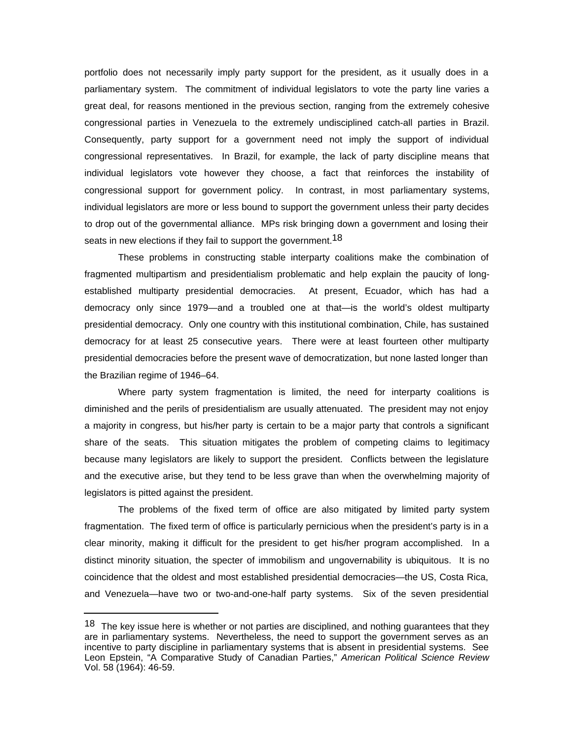portfolio does not necessarily imply party support for the president, as it usually does in a parliamentary system. The commitment of individual legislators to vote the party line varies a great deal, for reasons mentioned in the previous section, ranging from the extremely cohesive congressional parties in Venezuela to the extremely undisciplined catch-all parties in Brazil. Consequently, party support for a government need not imply the support of individual congressional representatives. In Brazil, for example, the lack of party discipline means that individual legislators vote however they choose, a fact that reinforces the instability of congressional support for government policy. In contrast, in most parliamentary systems, individual legislators are more or less bound to support the government unless their party decides to drop out of the governmental alliance. MPs risk bringing down a government and losing their seats in new elections if they fail to support the government.[18]

These problems in constructing stable interparty coalitions make the combination of fragmented multipartism and presidentialism problematic and help explain the paucity of long-established multiparty presidential democracies. At present, Ecuador, which has had a democracy only since 1979—and a troubled one at that—is the world's oldest multiparty presidential democracy. Only one country with this institutional combination, Chile, has sustained democracy for at least 25 consecutive years. There were at least fourteen other multiparty presidential democracies before the present wave of democratization, but none lasted longer than the Brazilian regime of 1946–64.

Where party system fragmentation is limited, the need for interparty coalitions is diminished and the perils of presidentialism are usually attenuated. The president may not enjoy a majority in congress, but his/her party is certain to be a major party that controls a significant share of the seats. This situation mitigates the problem of competing claims to legitimacy because many legislators are likely to support the president. Conflicts between the legislature and the executive arise, but they tend to be less grave than when the overwhelming majority of legislators is pitted against the president.

The problems of the fixed term of office are also mitigated by limited party system fragmentation. The fixed term of office is particularly pernicious when the president's party is in a clear minority, making it difficult for the president to get his/her program accomplished. In a distinct minority situation, the specter of immobilism and ungovernability is ubiquitous. It is no coincidence that the oldest and most established presidential democracies—the US, Costa Rica, and Venezuela—have two or two-and-one-half party systems. Six of the seven presidential

---

[18] The key issue here is whether or not parties are disciplined, and nothing guarantees that they are in parliamentary systems. Nevertheless, the need to support the government serves as an incentive to party discipline in parliamentary systems that is absent in presidential systems. See Leon Epstein, "A Comparative Study of Canadian Parties," *American Political Science Review* Vol. 58 (1964): 46-59.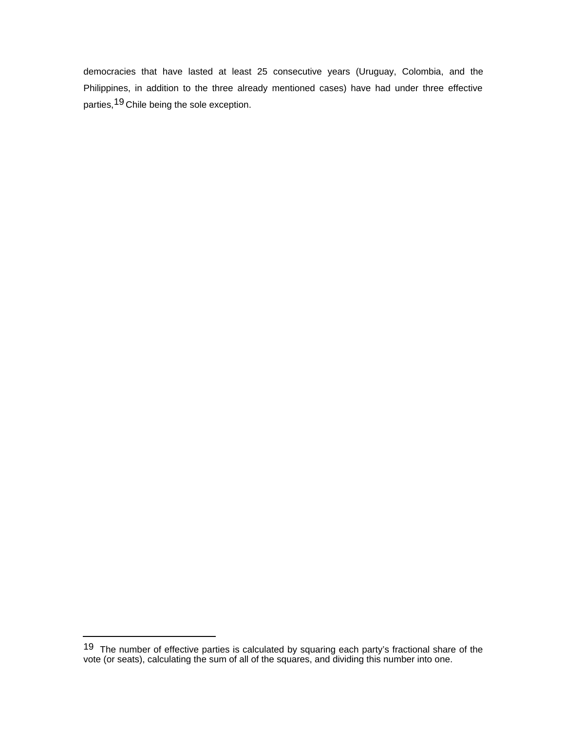democracies that have lasted at least 25 consecutive years (Uruguay, Colombia, and the Philippines, in addition to the three already mentioned cases) have had under three effective parties,[19] Chile being the sole exception.

---

[19] The number of effective parties is calculated by squaring each party's fractional share of the vote (or seats), calculating the sum of all of the squares, and dividing this number into one.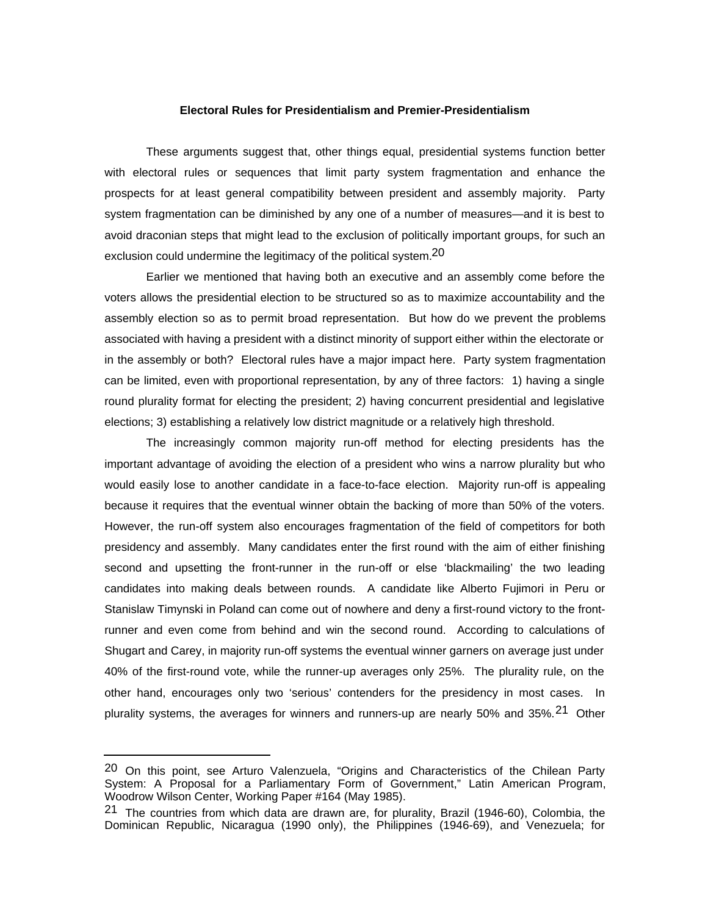### Electoral Rules for Presidentialism and Premier-Presidentialism

These arguments suggest that, other things equal, presidential systems function better with electoral rules or sequences that limit party system fragmentation and enhance the prospects for at least general compatibility between president and assembly majority. Party system fragmentation can be diminished by any one of a number of measures—and it is best to avoid draconian steps that might lead to the exclusion of politically important groups, for such an exclusion could undermine the legitimacy of the political system.[20]

Earlier we mentioned that having both an executive and an assembly come before the voters allows the presidential election to be structured so as to maximize accountability and the assembly election so as to permit broad representation. But how do we prevent the problems associated with having a president with a distinct minority of support either within the electorate or in the assembly or both? Electoral rules have a major impact here. Party system fragmentation can be limited, even with proportional representation, by any of three factors: 1) having a single round plurality format for electing the president; 2) having concurrent presidential and legislative elections; 3) establishing a relatively low district magnitude or a relatively high threshold.

The increasingly common majority run-off method for electing presidents has the important advantage of avoiding the election of a president who wins a narrow plurality but who would easily lose to another candidate in a face-to-face election. Majority run-off is appealing because it requires that the eventual winner obtain the backing of more than 50% of the voters. However, the run-off system also encourages fragmentation of the field of competitors for both presidency and assembly. Many candidates enter the first round with the aim of either finishing second and upsetting the front-runner in the run-off or else 'blackmailing' the two leading candidates into making deals between rounds. A candidate like Alberto Fujimori in Peru or Stanislaw Timynski in Poland can come out of nowhere and deny a first-round victory to the front-runner and even come from behind and win the second round. According to calculations of Shugart and Carey, in majority run-off systems the eventual winner garners on average just under 40% of the first-round vote, while the runner-up averages only 25%. The plurality rule, on the other hand, encourages only two 'serious' contenders for the presidency in most cases. In plurality systems, the averages for winners and runners-up are nearly 50% and 35%.[21] Other

---

[20] On this point, see Arturo Valenzuela, "Origins and Characteristics of the Chilean Party System: A Proposal for a Parliamentary Form of Government," Latin American Program, Woodrow Wilson Center, Working Paper #164 (May 1985).

[21] The countries from which data are drawn are, for plurality, Brazil (1946-60), Colombia, the Dominican Republic, Nicaragua (1990 only), the Philippines (1946-69), and Venezuela; for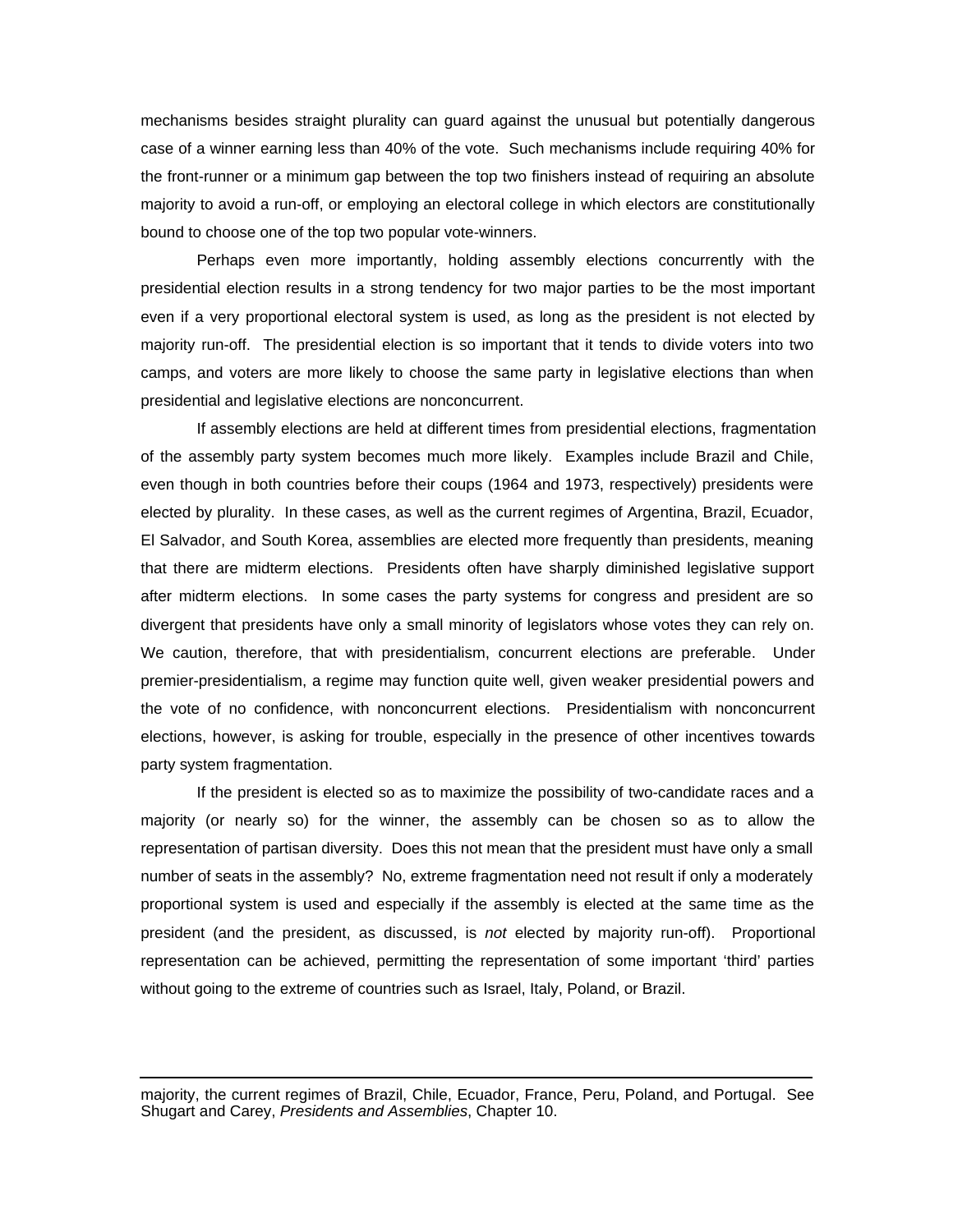mechanisms besides straight plurality can guard against the unusual but potentially dangerous case of a winner earning less than 40% of the vote. Such mechanisms include requiring 40% for the front-runner or a minimum gap between the top two finishers instead of requiring an absolute majority to avoid a run-off, or employing an electoral college in which electors are constitutionally bound to choose one of the top two popular vote-winners.

Perhaps even more importantly, holding assembly elections concurrently with the presidential election results in a strong tendency for two major parties to be the most important even if a very proportional electoral system is used, as long as the president is not elected by majority run-off. The presidential election is so important that it tends to divide voters into two camps, and voters are more likely to choose the same party in legislative elections than when presidential and legislative elections are nonconcurrent.

If assembly elections are held at different times from presidential elections, fragmentation of the assembly party system becomes much more likely. Examples include Brazil and Chile, even though in both countries before their coups (1964 and 1973, respectively) presidents were elected by plurality. In these cases, as well as the current regimes of Argentina, Brazil, Ecuador, El Salvador, and South Korea, assemblies are elected more frequently than presidents, meaning that there are midterm elections. Presidents often have sharply diminished legislative support after midterm elections. In some cases the party systems for congress and president are so divergent that presidents have only a small minority of legislators whose votes they can rely on. We caution, therefore, that with presidentialism, concurrent elections are preferable. Under premier-presidentialism, a regime may function quite well, given weaker presidential powers and the vote of no confidence, with nonconcurrent elections. Presidentialism with nonconcurrent elections, however, is asking for trouble, especially in the presence of other incentives towards party system fragmentation.

If the president is elected so as to maximize the possibility of two-candidate races and a majority (or nearly so) for the winner, the assembly can be chosen so as to allow the representation of partisan diversity. Does this not mean that the president must have only a small number of seats in the assembly? No, extreme fragmentation need not result if only a moderately proportional system is used and especially if the assembly is elected at the same time as the president (and the president, as discussed, is *not* elected by majority run-off). Proportional representation can be achieved, permitting the representation of some important 'third' parties without going to the extreme of countries such as Israel, Italy, Poland, or Brazil.

---

majority, the current regimes of Brazil, Chile, Ecuador, France, Peru, Poland, and Portugal. See Shugart and Carey, *Presidents and Assemblies*, Chapter 10.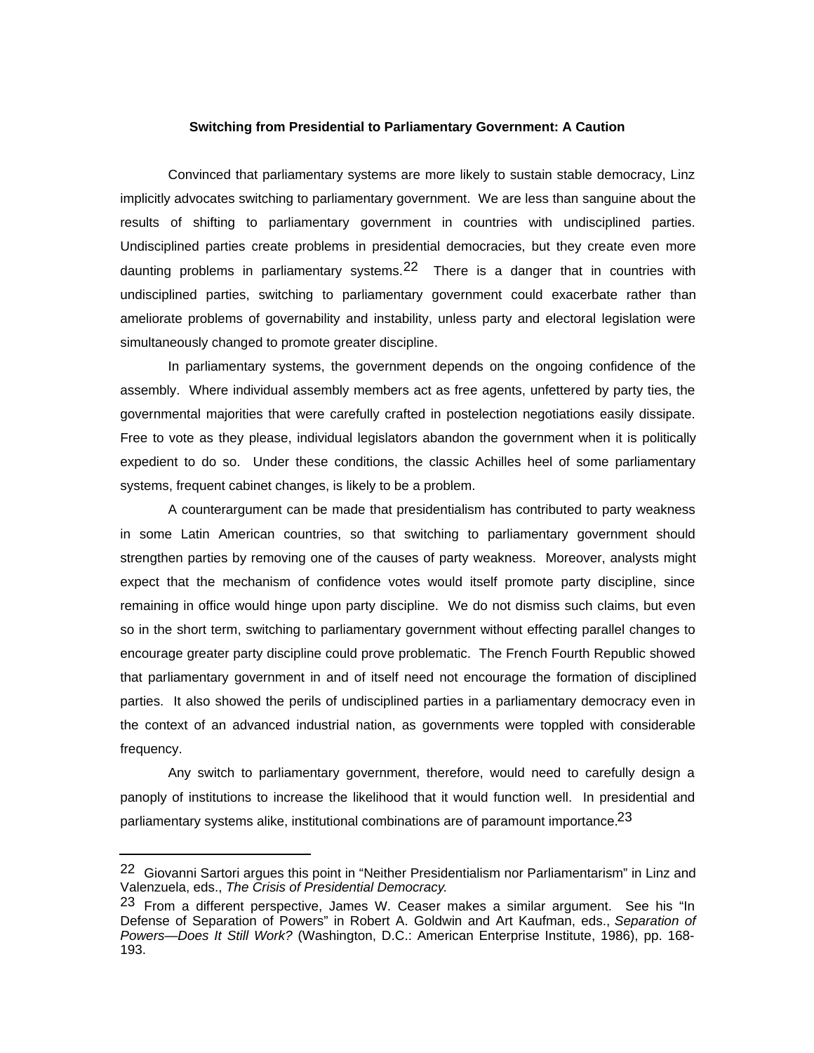**Switching from Presidential to Parliamentary Government: A Caution**

Convinced that parliamentary systems are more likely to sustain stable democracy, Linz implicitly advocates switching to parliamentary government. We are less than sanguine about the results of shifting to parliamentary government in countries with undisciplined parties. Undisciplined parties create problems in presidential democracies, but they create even more daunting problems in parliamentary systems.[22] There is a danger that in countries with undisciplined parties, switching to parliamentary government could exacerbate rather than ameliorate problems of governability and instability, unless party and electoral legislation were simultaneously changed to promote greater discipline.

In parliamentary systems, the government depends on the ongoing confidence of the assembly. Where individual assembly members act as free agents, unfettered by party ties, the governmental majorities that were carefully crafted in postelection negotiations easily dissipate. Free to vote as they please, individual legislators abandon the government when it is politically expedient to do so. Under these conditions, the classic Achilles heel of some parliamentary systems, frequent cabinet changes, is likely to be a problem.

A counterargument can be made that presidentialism has contributed to party weakness in some Latin American countries, so that switching to parliamentary government should strengthen parties by removing one of the causes of party weakness. Moreover, analysts might expect that the mechanism of confidence votes would itself promote party discipline, since remaining in office would hinge upon party discipline. We do not dismiss such claims, but even so in the short term, switching to parliamentary government without effecting parallel changes to encourage greater party discipline could prove problematic. The French Fourth Republic showed that parliamentary government in and of itself need not encourage the formation of disciplined parties. It also showed the perils of undisciplined parties in a parliamentary democracy even in the context of an advanced industrial nation, as governments were toppled with considerable frequency.

Any switch to parliamentary government, therefore, would need to carefully design a panoply of institutions to increase the likelihood that it would function well. In presidential and parliamentary systems alike, institutional combinations are of paramount importance.[23]

---

[22] Giovanni Sartori argues this point in "Neither Presidentialism nor Parliamentarism" in Linz and Valenzuela, eds., *The Crisis of Presidential Democracy.*

[23] From a different perspective, James W. Ceaser makes a similar argument. See his "In Defense of Separation of Powers" in Robert A. Goldwin and Art Kaufman, eds., *Separation of Powers—Does It Still Work?* (Washington, D.C.: American Enterprise Institute, 1986), pp. 168-193.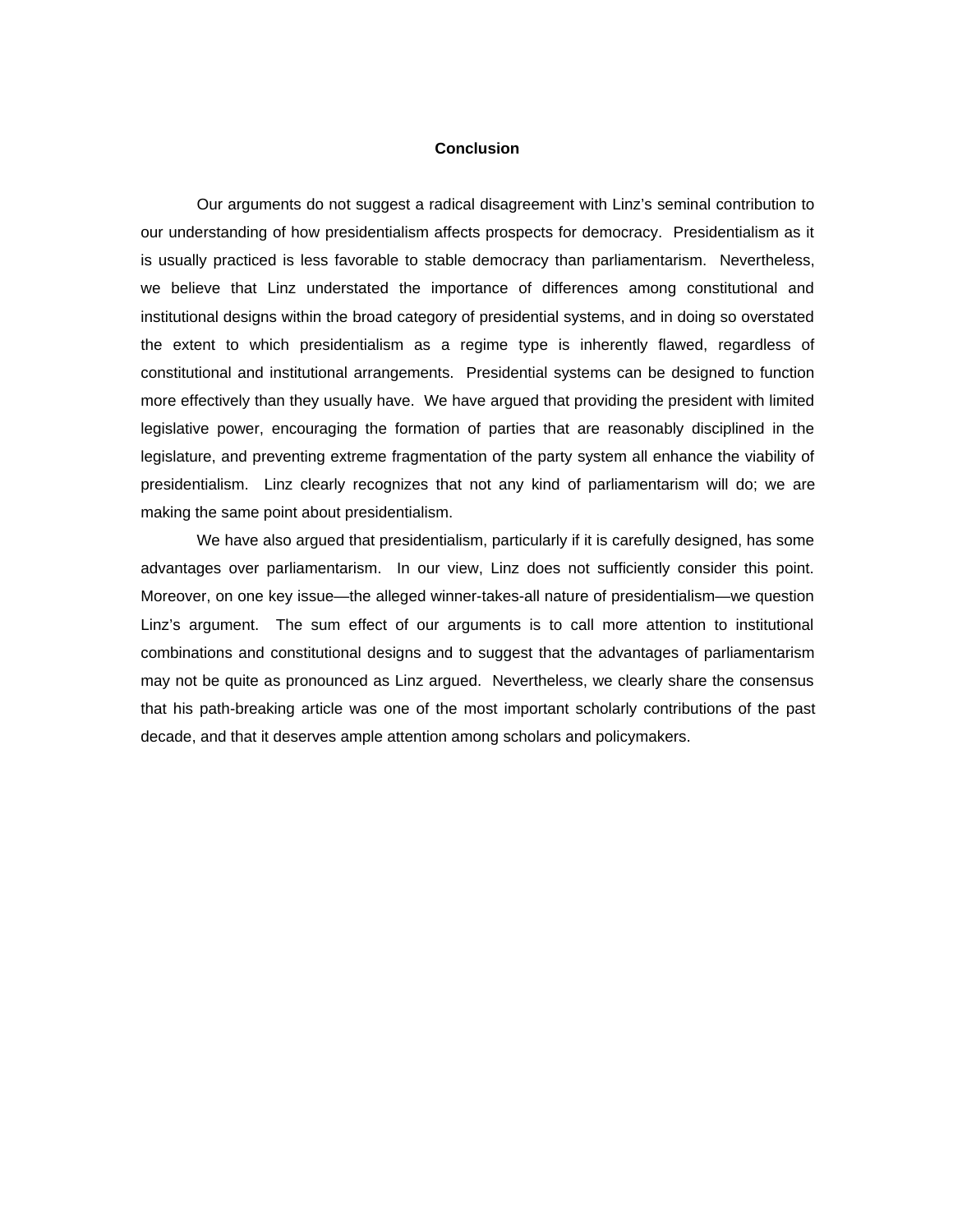## Conclusion

Our arguments do not suggest a radical disagreement with Linz's seminal contribution to our understanding of how presidentialism affects prospects for democracy. Presidentialism as it is usually practiced is less favorable to stable democracy than parliamentarism. Nevertheless, we believe that Linz understated the importance of differences among constitutional and institutional designs within the broad category of presidential systems, and in doing so overstated the extent to which presidentialism as a regime type is inherently flawed, regardless of constitutional and institutional arrangements. Presidential systems can be designed to function more effectively than they usually have. We have argued that providing the president with limited legislative power, encouraging the formation of parties that are reasonably disciplined in the legislature, and preventing extreme fragmentation of the party system all enhance the viability of presidentialism. Linz clearly recognizes that not any kind of parliamentarism will do; we are making the same point about presidentialism.

We have also argued that presidentialism, particularly if it is carefully designed, has some advantages over parliamentarism. In our view, Linz does not sufficiently consider this point. Moreover, on one key issue—the alleged winner-takes-all nature of presidentialism—we question Linz's argument. The sum effect of our arguments is to call more attention to institutional combinations and constitutional designs and to suggest that the advantages of parliamentarism may not be quite as pronounced as Linz argued. Nevertheless, we clearly share the consensus that his path-breaking article was one of the most important scholarly contributions of the past decade, and that it deserves ample attention among scholars and policymakers.